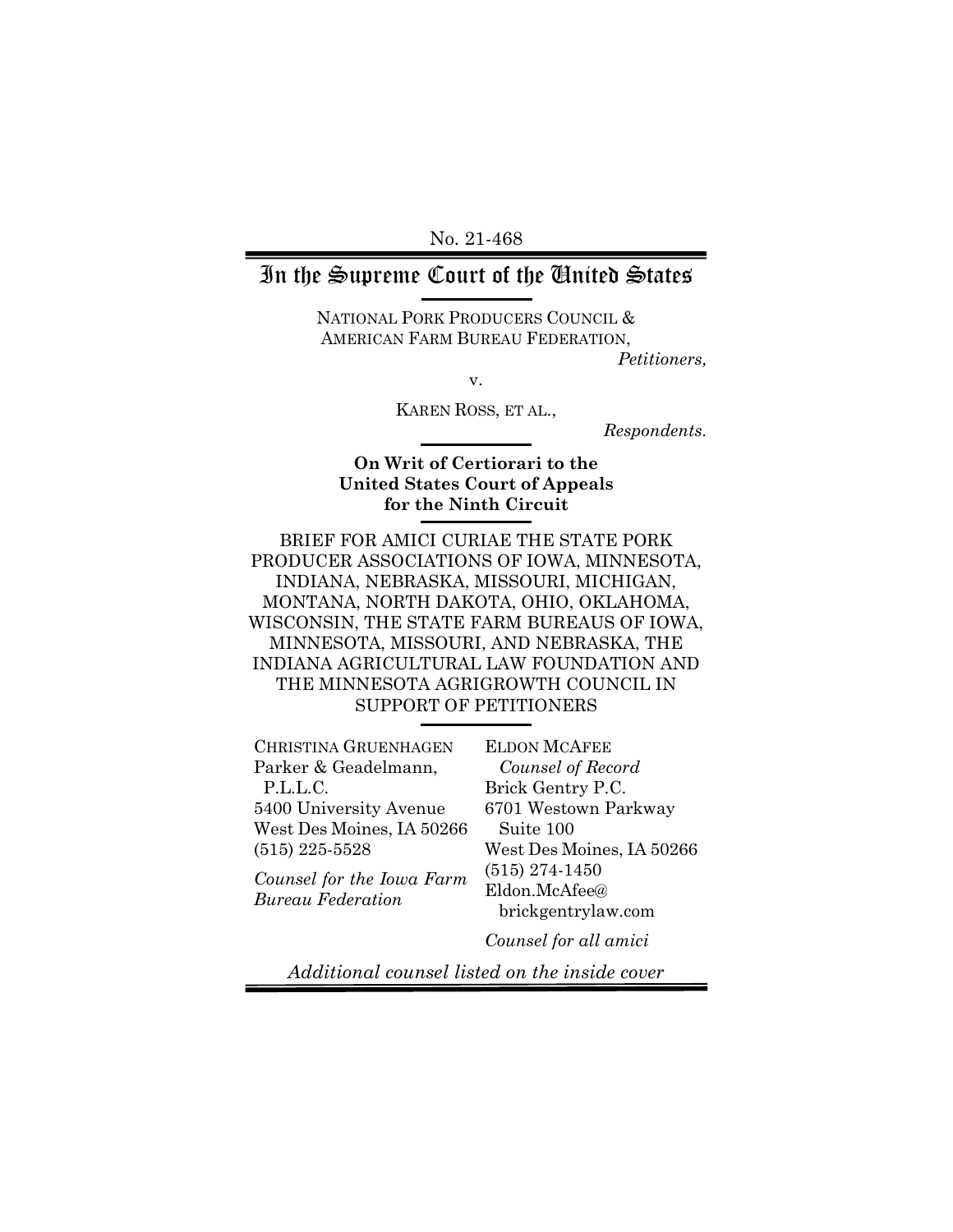No. 21-468

# In the Supreme Court of the United States

NATIONAL PORK PRODUCERS COUNCIL & AMERICAN FARM BUREAU FEDERATION,

*Petitioners,*

v.

KAREN ROSS, ET AL.,

*Respondents.*

**On Writ of Certiorari to the United States Court of Appeals for the Ninth Circuit**

BRIEF FOR AMICI CURIAE THE STATE PORK PRODUCER ASSOCIATIONS OF IOWA, MINNESOTA, INDIANA, NEBRASKA, MISSOURI, MICHIGAN, MONTANA, NORTH DAKOTA, OHIO, OKLAHOMA, WISCONSIN, THE STATE FARM BUREAUS OF IOWA, MINNESOTA, MISSOURI, AND NEBRASKA, THE INDIANA AGRICULTURAL LAW FOUNDATION AND THE MINNESOTA AGRIGROWTH COUNCIL IN SUPPORT OF PETITIONERS

CHRISTINA GRUENHAGEN
Parker & Geadelmann, P.L.L.C.
5400 University Avenue
West Des Moines, IA 50266
(515) 225-5528

*Counsel for the Iowa Farm Bureau Federation*

ELDON MCAFEE
*Counsel of Record*
Brick Gentry P.C.
6701 Westown Parkway
Suite 100
West Des Moines, IA 50266
(515) 274-1450
Eldon.McAfee@brickgentrylaw.com

*Counsel for all amici*

*Additional counsel listed on the inside cover*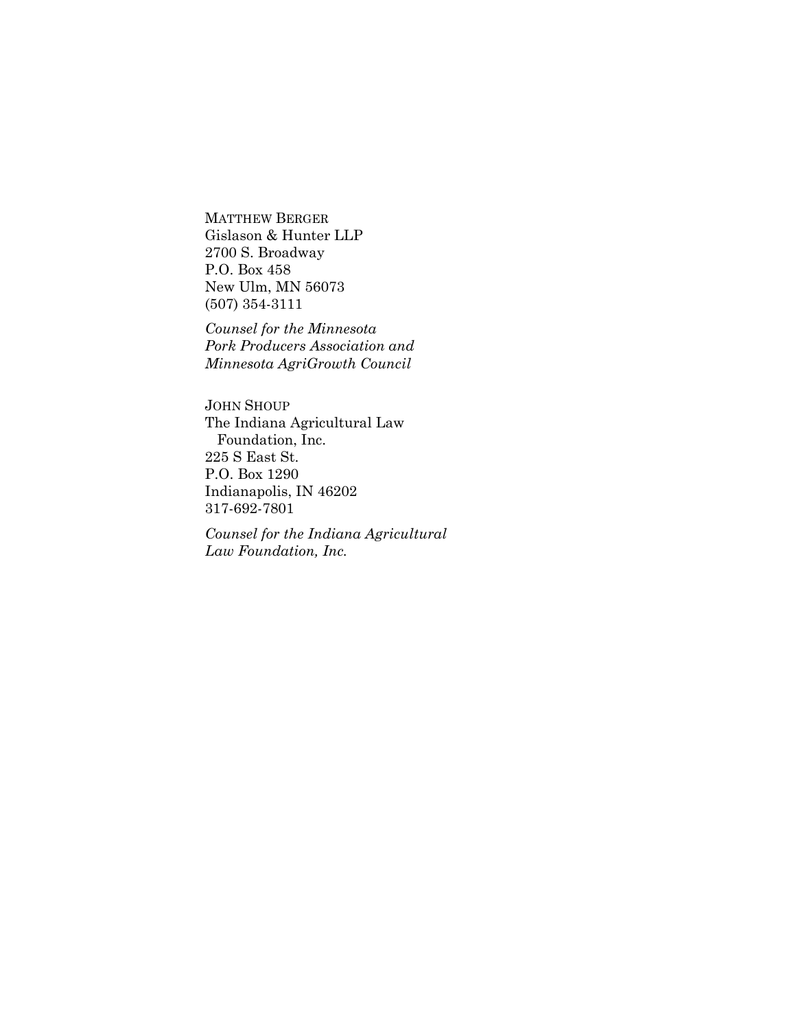MATTHEW BERGER
Gislason & Hunter LLP
2700 S. Broadway
P.O. Box 458
New Ulm, MN 56073
(507) 354-3111

*Counsel for the Minnesota Pork Producers Association and Minnesota AgriGrowth Council*

JOHN SHOUP
The Indiana Agricultural Law Foundation, Inc.
225 S East St.
P.O. Box 1290
Indianapolis, IN 46202
317-692-7801

*Counsel for the Indiana Agricultural Law Foundation, Inc.*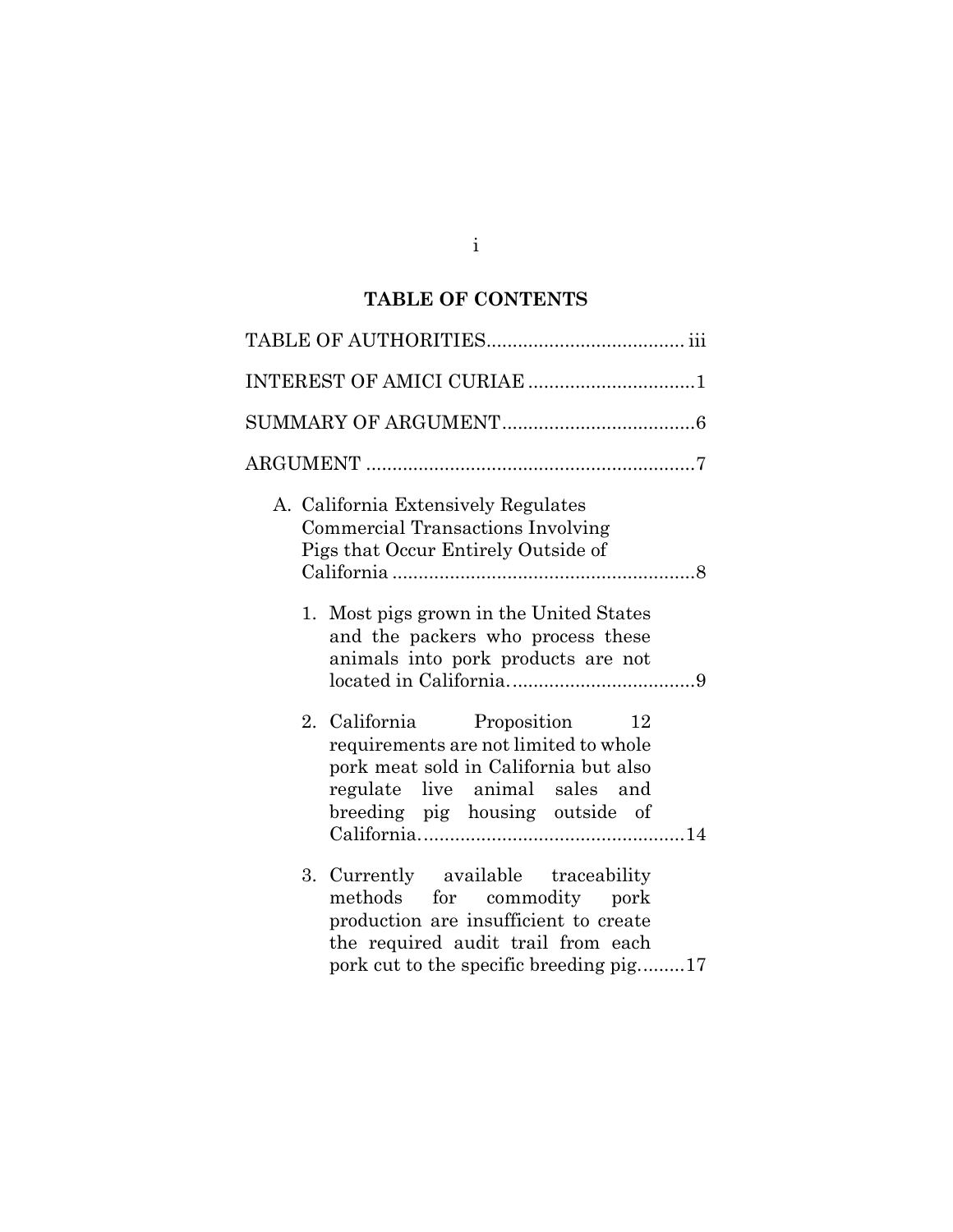# TABLE OF CONTENTS

TABLE OF AUTHORITIES...................................... iii

INTEREST OF AMICI CURIAE ................................1

SUMMARY OF ARGUMENT.....................................6

ARGUMENT ...............................................................7

- A. California Extensively Regulates Commercial Transactions Involving Pigs that Occur Entirely Outside of California ..........................................................8
  1. Most pigs grown in the United States and the packers who process these animals into pork products are not located in California. ..................................9
  2. California Proposition 12 requirements are not limited to whole pork meat sold in California but also regulate live animal sales and breeding pig housing outside of California. ..................................................14
  3. Currently available traceability methods for commodity pork production are insufficient to create the required audit trail from each pork cut to the specific breeding pig.........17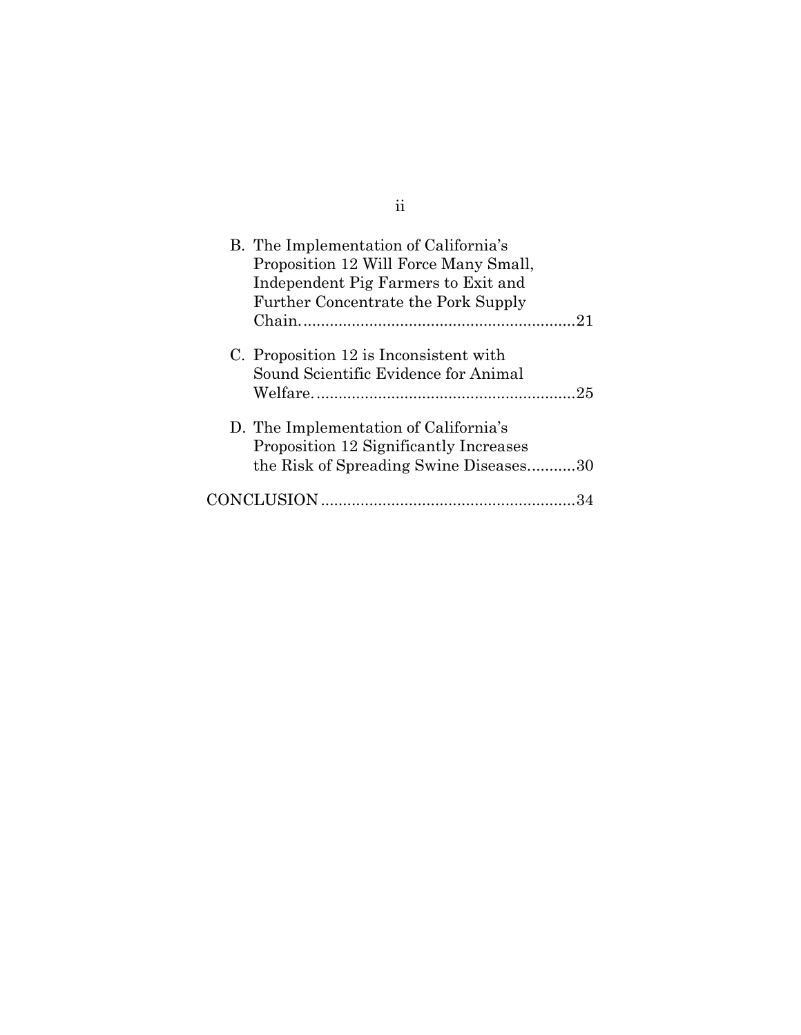B. The Implementation of California's Proposition 12 Will Force Many Small, Independent Pig Farmers to Exit and Further Concentrate the Pork Supply Chain. .............................................................21

C. Proposition 12 is Inconsistent with Sound Scientific Evidence for Animal Welfare. ..........................................................25

D. The Implementation of California's Proposition 12 Significantly Increases the Risk of Spreading Swine Diseases...........30

CONCLUSION .........................................................34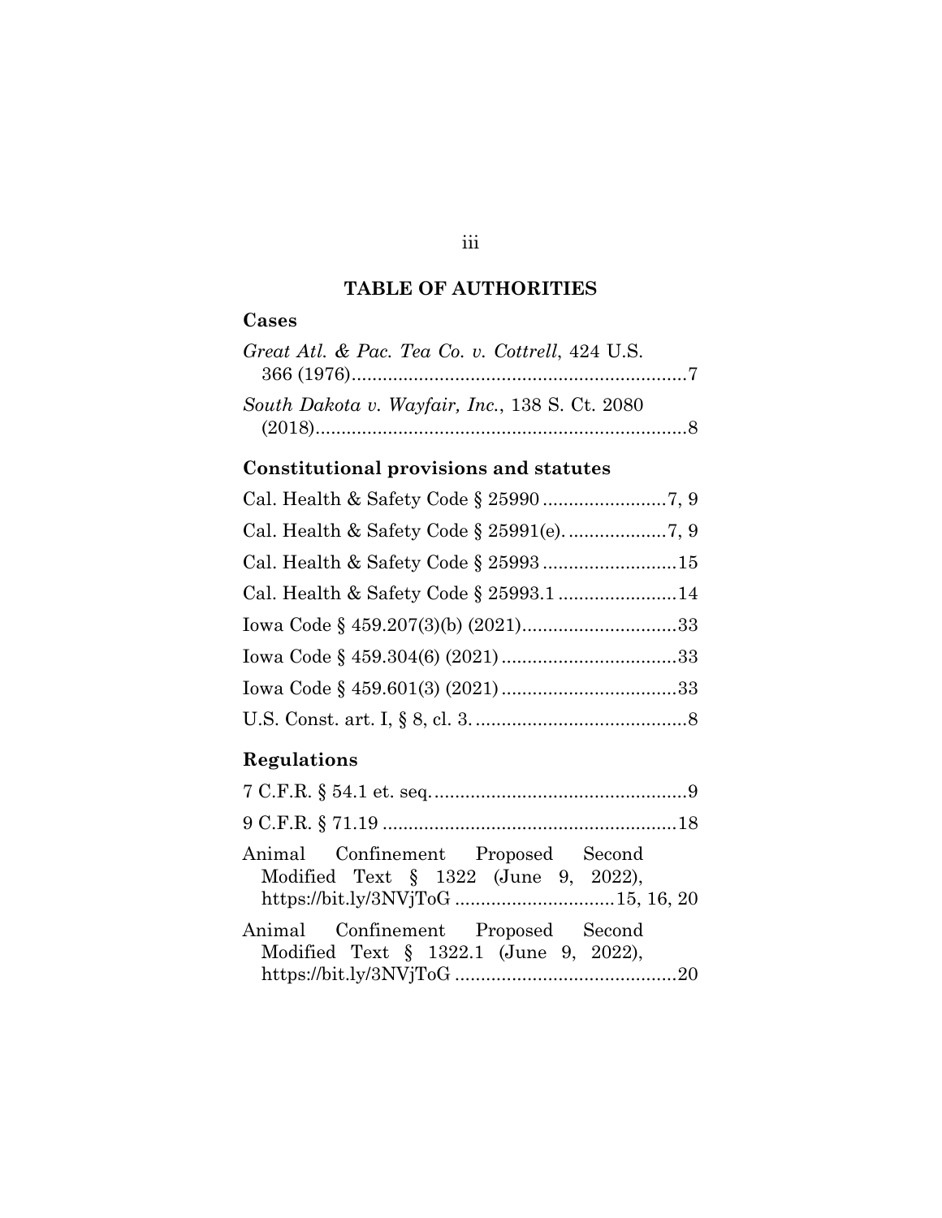# TABLE OF AUTHORITIES

## Cases

*Great Atl. & Pac. Tea Co. v. Cottrell*, 424 U.S. 366 (1976)....................................................................7

*South Dakota v. Wayfair, Inc.*, 138 S. Ct. 2080 (2018)........................................................................8

## Constitutional provisions and statutes

Cal. Health & Safety Code § 25990........................7, 9

Cal. Health & Safety Code § 25991(e)...................7, 9

Cal. Health & Safety Code § 25993..........................15

Cal. Health & Safety Code § 25993.1.......................14

Iowa Code § 459.207(3)(b) (2021)............................33

Iowa Code § 459.304(6) (2021)................................33

Iowa Code § 459.601(3) (2021)................................33

U.S. Const. art. I, § 8, cl. 3.........................................8

## Regulations

7 C.F.R. § 54.1 et. seq................................................9

9 C.F.R. § 71.19........................................................18

Animal Confinement Proposed Second Modified Text § 1322 (June 9, 2022), https://bit.ly/3NVjToG...............................15, 16, 20

Animal Confinement Proposed Second Modified Text § 1322.1 (June 9, 2022), https://bit.ly/3NVjToG..........................................20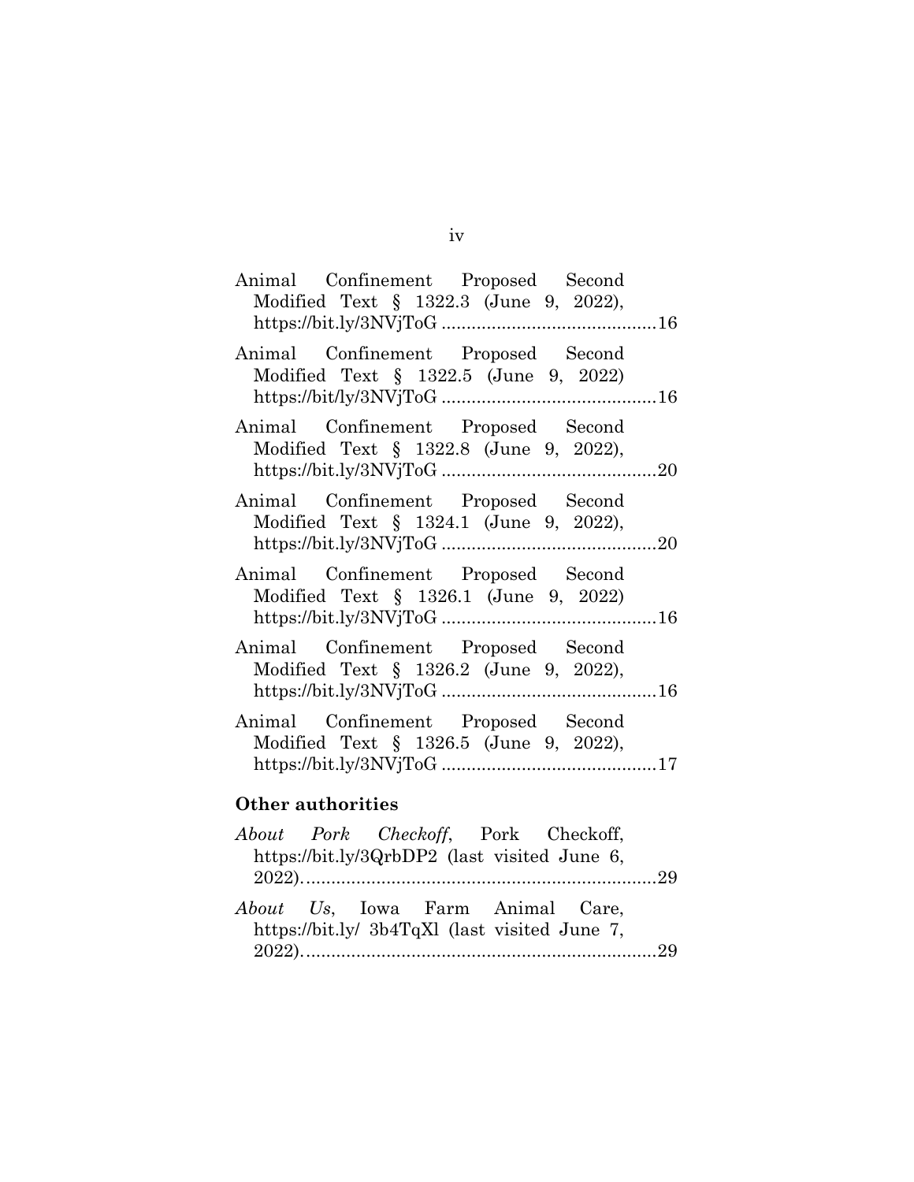Animal Confinement Proposed Second Modified Text § 1322.3 (June 9, 2022), https://bit.ly/3NVjToG ........................................... 16

Animal Confinement Proposed Second Modified Text § 1322.5 (June 9, 2022) https://bit/ly/3NVjToG ........................................... 16

Animal Confinement Proposed Second Modified Text § 1322.8 (June 9, 2022), https://bit.ly/3NVjToG ........................................... 20

Animal Confinement Proposed Second Modified Text § 1324.1 (June 9, 2022), https://bit.ly/3NVjToG ........................................... 20

Animal Confinement Proposed Second Modified Text § 1326.1 (June 9, 2022) https://bit.ly/3NVjToG ........................................... 16

Animal Confinement Proposed Second Modified Text § 1326.2 (June 9, 2022), https://bit.ly/3NVjToG ........................................... 16

Animal Confinement Proposed Second Modified Text § 1326.5 (June 9, 2022), https://bit.ly/3NVjToG ........................................... 17

**Other authorities**

*About Pork Checkoff*, Pork Checkoff, https://bit.ly/3QrbDP2 (last visited June 6, 2022). ...................................................................... 29

*About Us*, Iowa Farm Animal Care, https://bit.ly/ 3b4TqXl (last visited June 7, 2022). ...................................................................... 29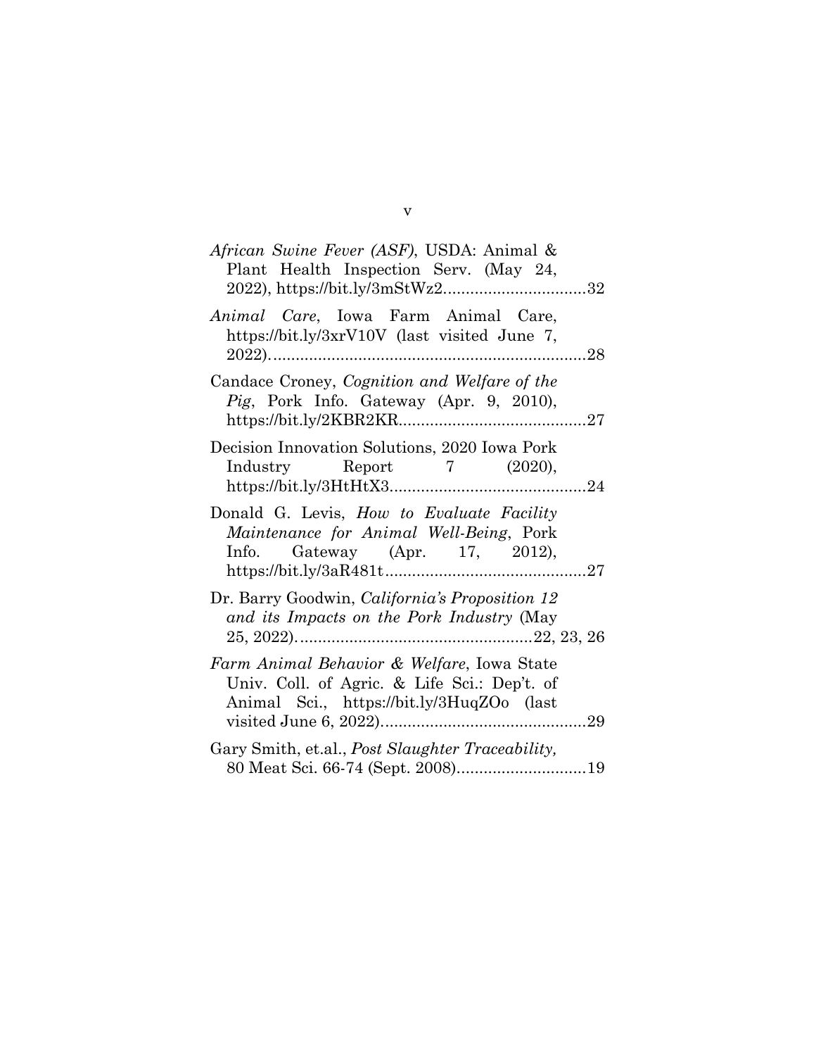*African Swine Fever (ASF)*, USDA: Animal & Plant Health Inspection Serv. (May 24, 2022), https://bit.ly/3mStWz2................................32

*Animal Care*, Iowa Farm Animal Care, https://bit.ly/3xrV10V (last visited June 7, 2022)......................................................................28

Candace Croney, *Cognition and Welfare of the Pig*, Pork Info. Gateway (Apr. 9, 2010), https://bit.ly/2KBR2KR..........................................27

Decision Innovation Solutions, 2020 Iowa Pork Industry Report 7 (2020), https://bit.ly/3HtHtX3............................................24

Donald G. Levis, *How to Evaluate Facility Maintenance for Animal Well-Being*, Pork Info. Gateway (Apr. 17, 2012), https://bit.ly/3aR481t.............................................27

Dr. Barry Goodwin, *California's Proposition 12 and its Impacts on the Pork Industry* (May 25, 2022).....................................................22, 23, 26

*Farm Animal Behavior & Welfare*, Iowa State Univ. Coll. of Agric. & Life Sci.: Dep't. of Animal Sci., https://bit.ly/3HuqZOo (last visited June 6, 2022)..............................................29

Gary Smith, et.al., *Post Slaughter Traceability,* 80 Meat Sci. 66-74 (Sept. 2008).............................19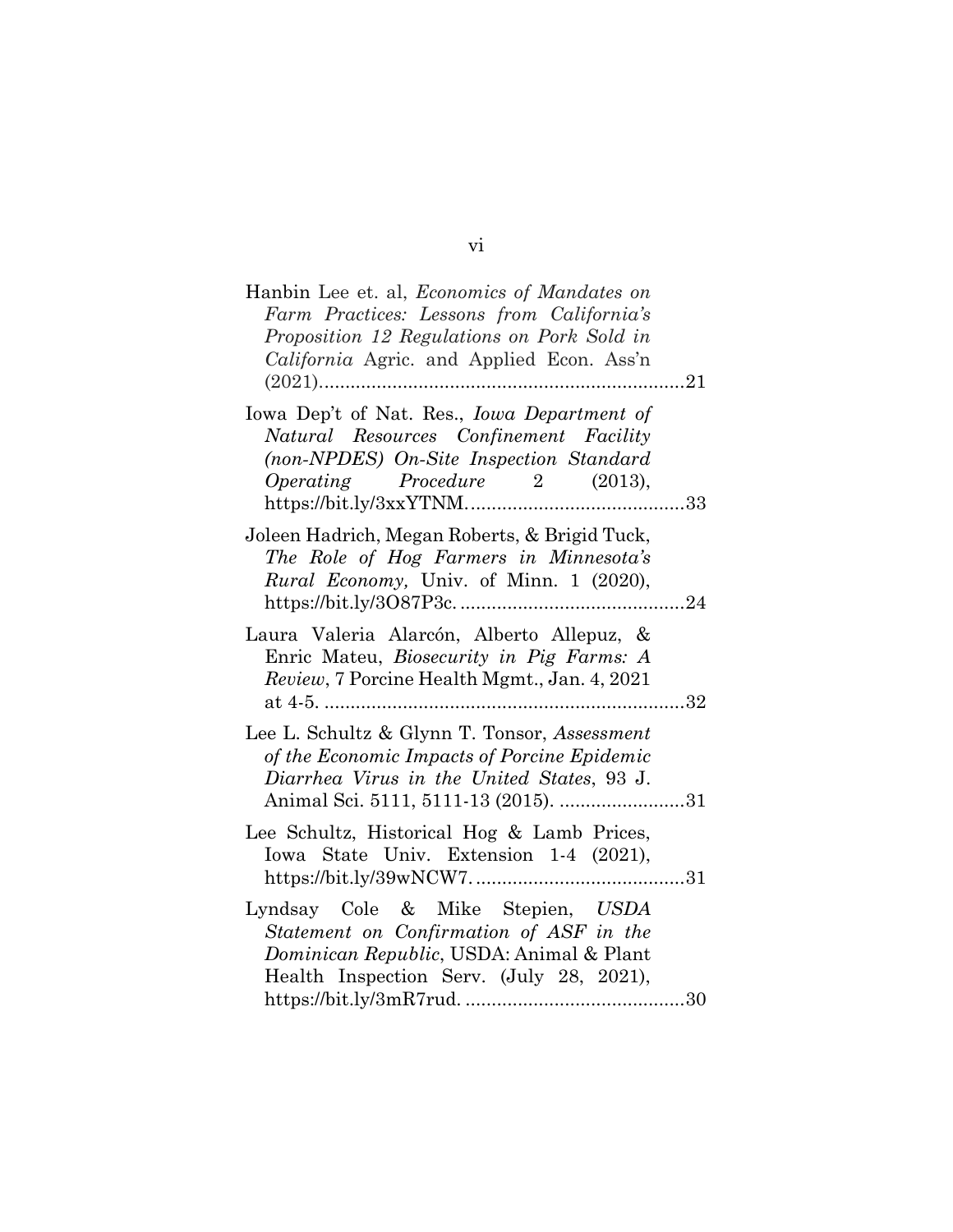Hanbin Lee et. al, *Economics of Mandates on Farm Practices: Lessons from California's Proposition 12 Regulations on Pork Sold in California* Agric. and Applied Econ. Ass'n (2021).......................................................................21

Iowa Dep't of Nat. Res., *Iowa Department of Natural Resources Confinement Facility (non-NPDES) On-Site Inspection Standard Operating Procedure* 2 (2013), https://bit.ly/3xxYTNM.........................................33

Joleen Hadrich, Megan Roberts, & Brigid Tuck, *The Role of Hog Farmers in Minnesota's Rural Economy,* Univ. of Minn. 1 (2020), https://bit.ly/3O87P3c. ..........................................24

Laura Valeria Alarcón, Alberto Allepuz, & Enric Mateu, *Biosecurity in Pig Farms: A Review*, 7 Porcine Health Mgmt., Jan. 4, 2021 at 4-5. ....................................................................32

Lee L. Schultz & Glynn T. Tonsor, *Assessment of the Economic Impacts of Porcine Epidemic Diarrhea Virus in the United States*, 93 J. Animal Sci. 5111, 5111-13 (2015). ........................31

Lee Schultz, Historical Hog & Lamb Prices, Iowa State Univ. Extension 1-4 (2021), https://bit.ly/39wNCW7........................................31

Lyndsay Cole & Mike Stepien, *USDA Statement on Confirmation of ASF in the Dominican Republic*, USDA: Animal & Plant Health Inspection Serv. (July 28, 2021), https://bit.ly/3mR7rud. ..........................................30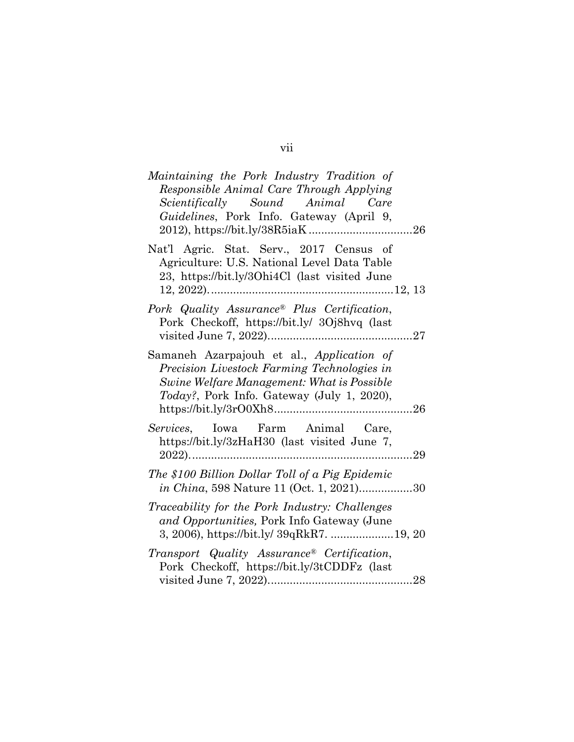*Maintaining the Pork Industry Tradition of Responsible Animal Care Through Applying Scientifically Sound Animal Care Guidelines*, Pork Info. Gateway (April 9, 2012), https://bit.ly/38R5iaK .................................26

Nat'l Agric. Stat. Serv., 2017 Census of Agriculture: U.S. National Level Data Table 23, https://bit.ly/3Ohi4Cl (last visited June 12, 2022)..........................................................12, 13

*Pork Quality Assurance® Plus Certification*, Pork Checkoff, https://bit.ly/ 3Oj8hvq (last visited June 7, 2022).............................................27

Samaneh Azarpajouh et al., *Application of Precision Livestock Farming Technologies in Swine Welfare Management: What is Possible Today?*, Pork Info. Gateway (July 1, 2020), https://bit.ly/3rO0Xh8...........................................26

*Services*, Iowa Farm Animal Care, https://bit.ly/3zHaH30 (last visited June 7, 2022)......................................................................29

*The $100 Billion Dollar Toll of a Pig Epidemic in China*, 598 Nature 11 (Oct. 1, 2021).................30

*Traceability for the Pork Industry: Challenges and Opportunities,* Pork Info Gateway (June 3, 2006), https://bit.ly/ 39qRkR7. ....................19, 20

*Transport Quality Assurance® Certification*, Pork Checkoff, https://bit.ly/3tCDDFz (last visited June 7, 2022).............................................28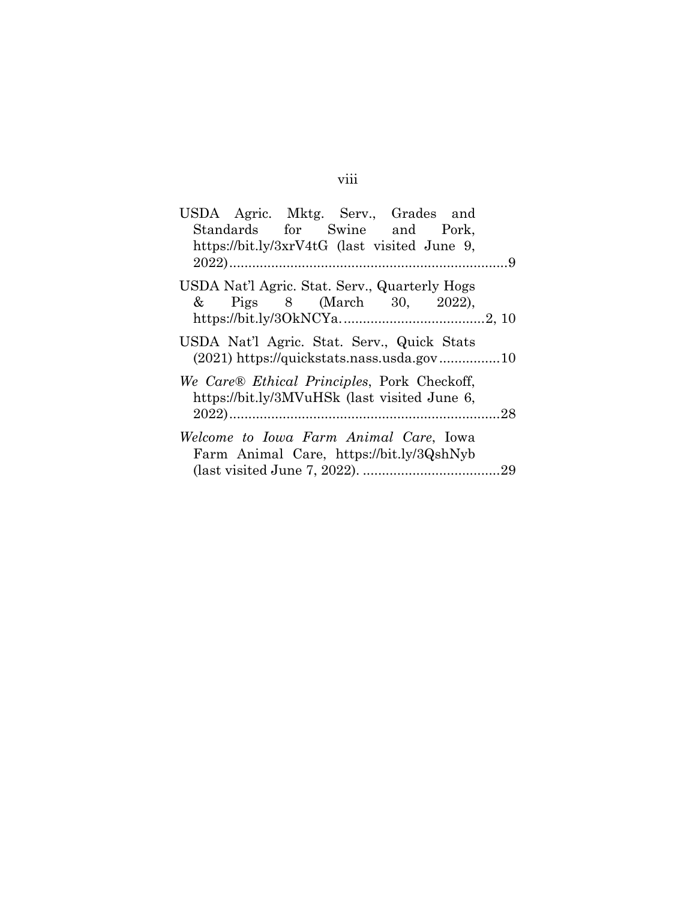USDA Agric. Mktg. Serv., Grades and Standards for Swine and Pork, https://bit.ly/3xrV4tG (last visited June 9, 2022) ........................................................................ 9

USDA Nat'l Agric. Stat. Serv., Quarterly Hogs & Pigs 8 (March 30, 2022), https://bit.ly/3OkNCYa. ...................................... 2, 10

USDA Nat'l Agric. Stat. Serv., Quick Stats (2021) https://quickstats.nass.usda.gov ................ 10

*We Care® Ethical Principles*, Pork Checkoff, https://bit.ly/3MVuHSk (last visited June 6, 2022) ...................................................................... 28

*Welcome to Iowa Farm Animal Care*, Iowa Farm Animal Care, https://bit.ly/3QshNyb (last visited June 7, 2022). .................................... 29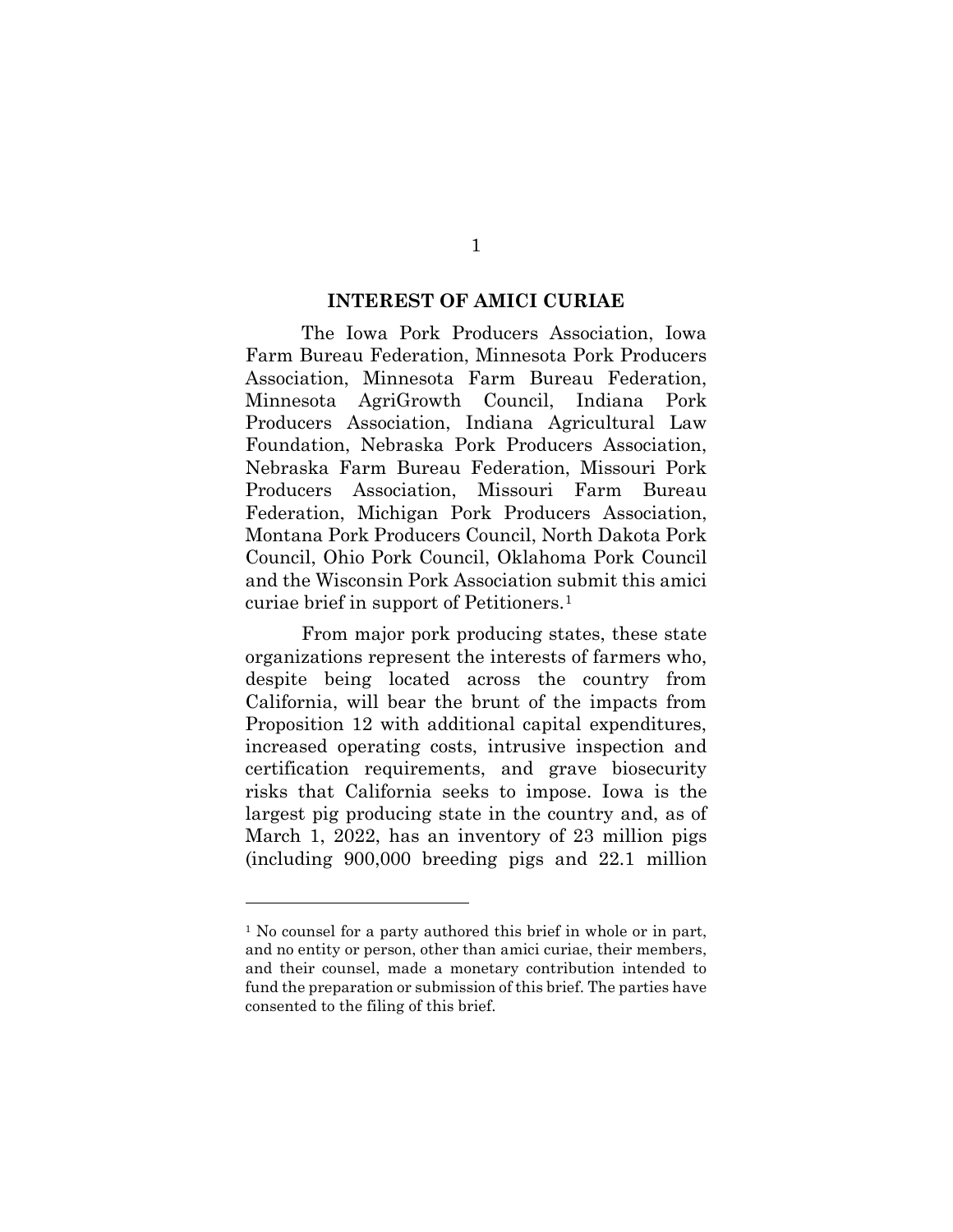## INTEREST OF AMICI CURIAE

The Iowa Pork Producers Association, Iowa Farm Bureau Federation, Minnesota Pork Producers Association, Minnesota Farm Bureau Federation, Minnesota AgriGrowth Council, Indiana Pork Producers Association, Indiana Agricultural Law Foundation, Nebraska Pork Producers Association, Nebraska Farm Bureau Federation, Missouri Pork Producers Association, Missouri Farm Bureau Federation, Michigan Pork Producers Association, Montana Pork Producers Council, North Dakota Pork Council, Ohio Pork Council, Oklahoma Pork Council and the Wisconsin Pork Association submit this amici curiae brief in support of Petitioners.[1]

From major pork producing states, these state organizations represent the interests of farmers who, despite being located across the country from California, will bear the brunt of the impacts from Proposition 12 with additional capital expenditures, increased operating costs, intrusive inspection and certification requirements, and grave biosecurity risks that California seeks to impose. Iowa is the largest pig producing state in the country and, as of March 1, 2022, has an inventory of 23 million pigs (including 900,000 breeding pigs and 22.1 million

---

[1] No counsel for a party authored this brief in whole or in part, and no entity or person, other than amici curiae, their members, and their counsel, made a monetary contribution intended to fund the preparation or submission of this brief. The parties have consented to the filing of this brief.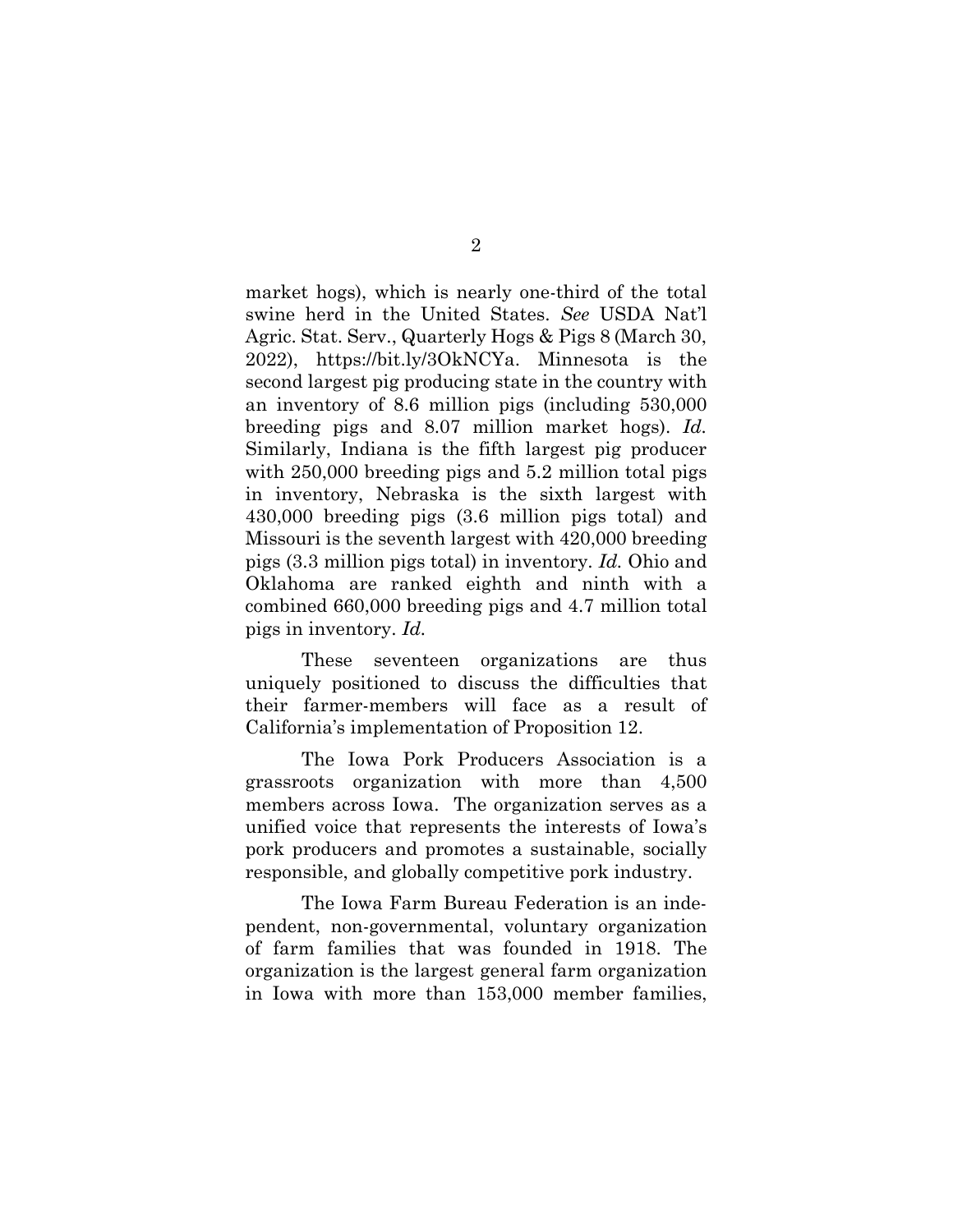market hogs), which is nearly one-third of the total swine herd in the United States. *See* USDA Nat'l Agric. Stat. Serv., Quarterly Hogs & Pigs 8 (March 30, 2022), https://bit.ly/3OkNCYa. Minnesota is the second largest pig producing state in the country with an inventory of 8.6 million pigs (including 530,000 breeding pigs and 8.07 million market hogs). *Id.* Similarly, Indiana is the fifth largest pig producer with 250,000 breeding pigs and 5.2 million total pigs in inventory, Nebraska is the sixth largest with 430,000 breeding pigs (3.6 million pigs total) and Missouri is the seventh largest with 420,000 breeding pigs (3.3 million pigs total) in inventory. *Id.* Ohio and Oklahoma are ranked eighth and ninth with a combined 660,000 breeding pigs and 4.7 million total pigs in inventory. *Id.*

These seventeen organizations are thus uniquely positioned to discuss the difficulties that their farmer-members will face as a result of California's implementation of Proposition 12.

The Iowa Pork Producers Association is a grassroots organization with more than 4,500 members across Iowa. The organization serves as a unified voice that represents the interests of Iowa's pork producers and promotes a sustainable, socially responsible, and globally competitive pork industry.

The Iowa Farm Bureau Federation is an independent, non-governmental, voluntary organization of farm families that was founded in 1918. The organization is the largest general farm organization in Iowa with more than 153,000 member families,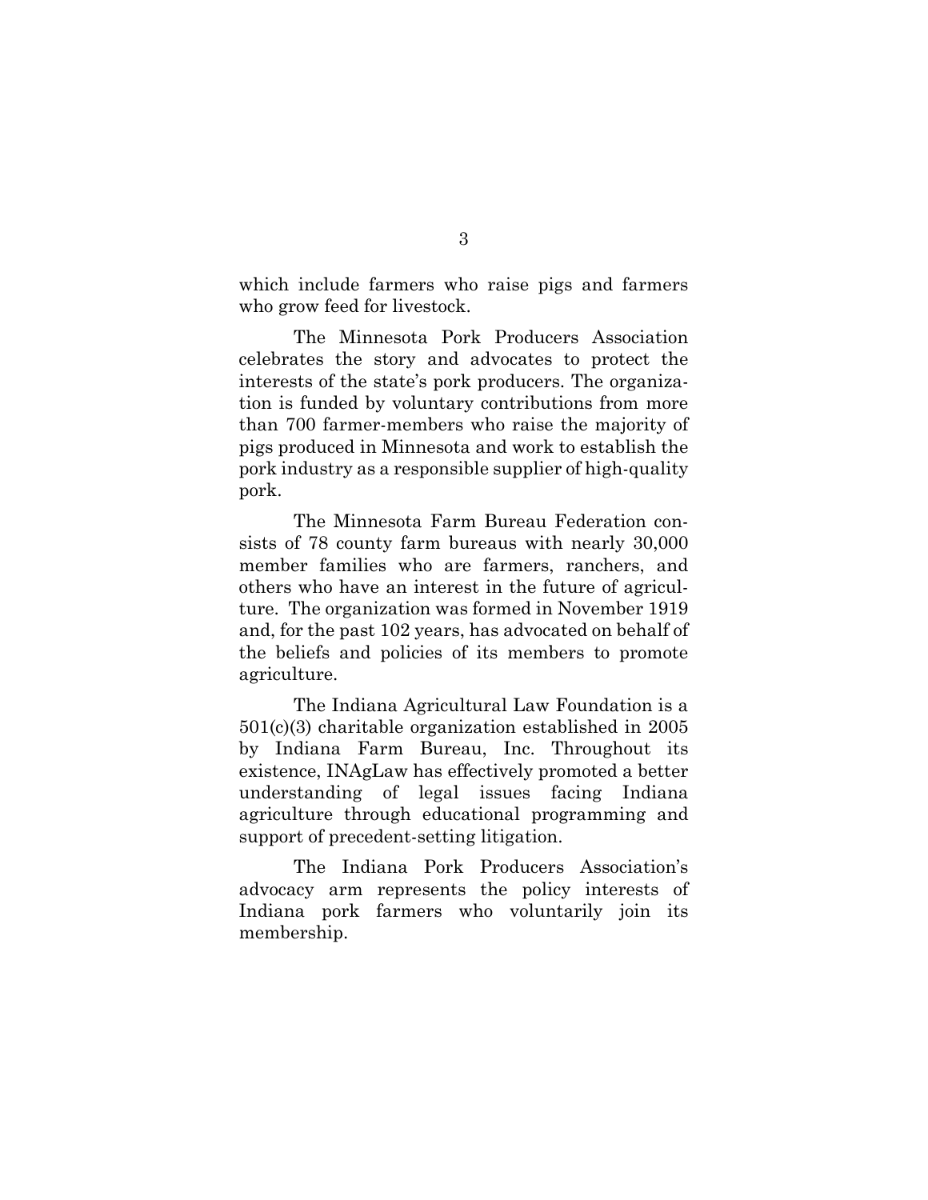which include farmers who raise pigs and farmers who grow feed for livestock.

The Minnesota Pork Producers Association celebrates the story and advocates to protect the interests of the state's pork producers. The organization is funded by voluntary contributions from more than 700 farmer-members who raise the majority of pigs produced in Minnesota and work to establish the pork industry as a responsible supplier of high-quality pork.

The Minnesota Farm Bureau Federation consists of 78 county farm bureaus with nearly 30,000 member families who are farmers, ranchers, and others who have an interest in the future of agriculture. The organization was formed in November 1919 and, for the past 102 years, has advocated on behalf of the beliefs and policies of its members to promote agriculture.

The Indiana Agricultural Law Foundation is a 501(c)(3) charitable organization established in 2005 by Indiana Farm Bureau, Inc. Throughout its existence, INAgLaw has effectively promoted a better understanding of legal issues facing Indiana agriculture through educational programming and support of precedent-setting litigation.

The Indiana Pork Producers Association's advocacy arm represents the policy interests of Indiana pork farmers who voluntarily join its membership.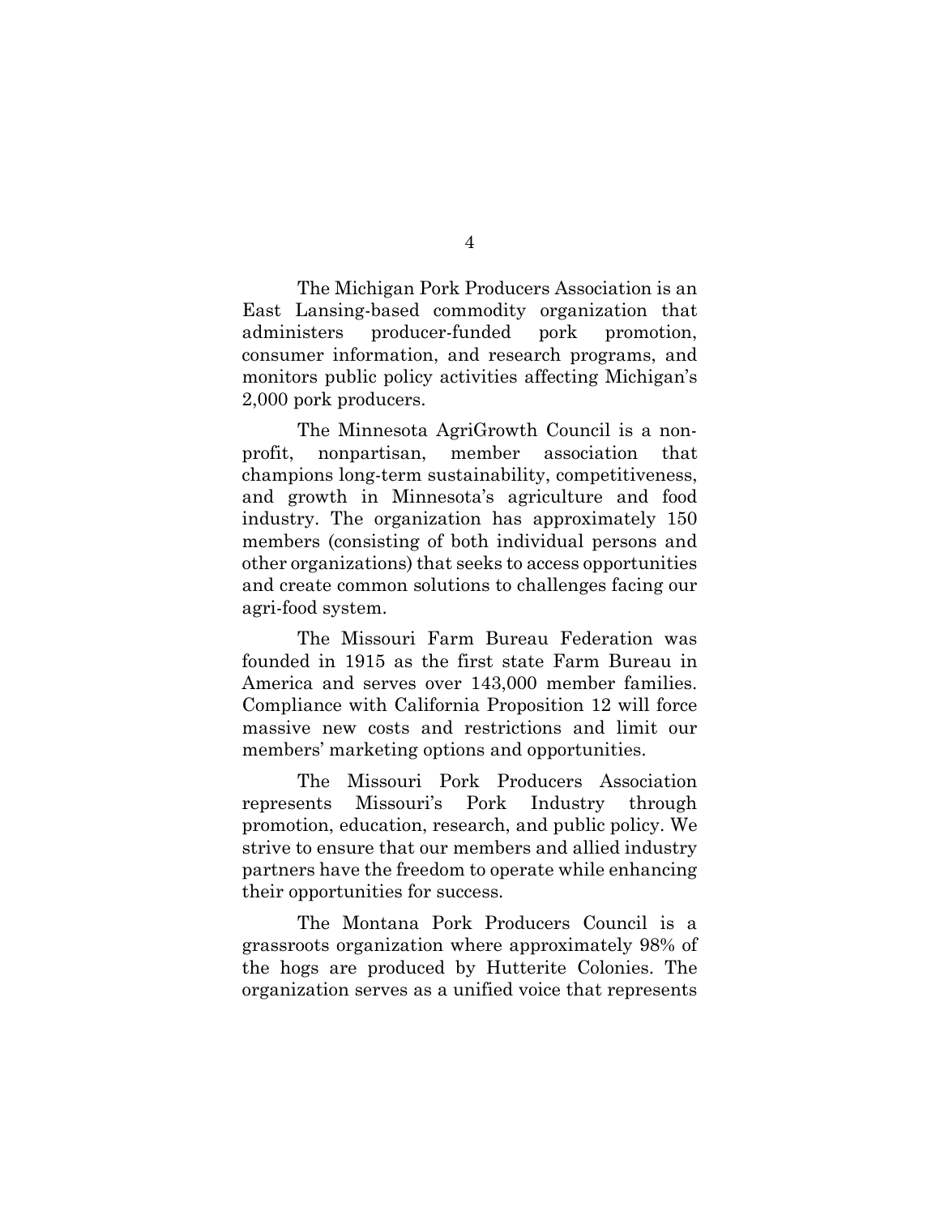The Michigan Pork Producers Association is an East Lansing-based commodity organization that administers producer-funded pork promotion, consumer information, and research programs, and monitors public policy activities affecting Michigan's 2,000 pork producers.

The Minnesota AgriGrowth Council is a non-profit, nonpartisan, member association that champions long-term sustainability, competitiveness, and growth in Minnesota's agriculture and food industry. The organization has approximately 150 members (consisting of both individual persons and other organizations) that seeks to access opportunities and create common solutions to challenges facing our agri-food system.

The Missouri Farm Bureau Federation was founded in 1915 as the first state Farm Bureau in America and serves over 143,000 member families. Compliance with California Proposition 12 will force massive new costs and restrictions and limit our members' marketing options and opportunities.

The Missouri Pork Producers Association represents Missouri's Pork Industry through promotion, education, research, and public policy. We strive to ensure that our members and allied industry partners have the freedom to operate while enhancing their opportunities for success.

The Montana Pork Producers Council is a grassroots organization where approximately 98% of the hogs are produced by Hutterite Colonies. The organization serves as a unified voice that represents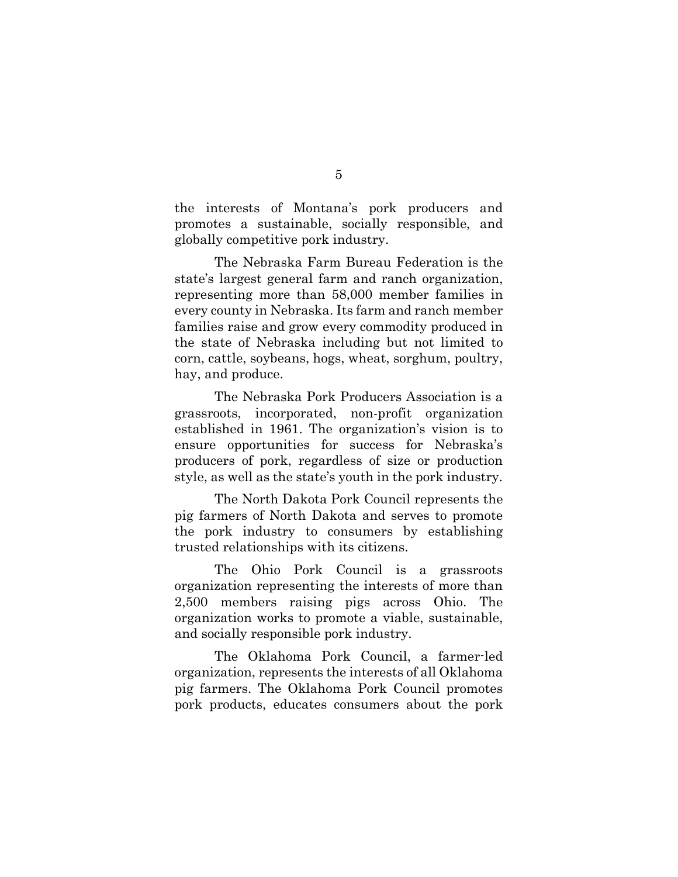the interests of Montana's pork producers and promotes a sustainable, socially responsible, and globally competitive pork industry.

The Nebraska Farm Bureau Federation is the state's largest general farm and ranch organization, representing more than 58,000 member families in every county in Nebraska. Its farm and ranch member families raise and grow every commodity produced in the state of Nebraska including but not limited to corn, cattle, soybeans, hogs, wheat, sorghum, poultry, hay, and produce.

The Nebraska Pork Producers Association is a grassroots, incorporated, non-profit organization established in 1961. The organization's vision is to ensure opportunities for success for Nebraska's producers of pork, regardless of size or production style, as well as the state's youth in the pork industry.

The North Dakota Pork Council represents the pig farmers of North Dakota and serves to promote the pork industry to consumers by establishing trusted relationships with its citizens.

The Ohio Pork Council is a grassroots organization representing the interests of more than 2,500 members raising pigs across Ohio. The organization works to promote a viable, sustainable, and socially responsible pork industry.

The Oklahoma Pork Council, a farmer-led organization, represents the interests of all Oklahoma pig farmers. The Oklahoma Pork Council promotes pork products, educates consumers about the pork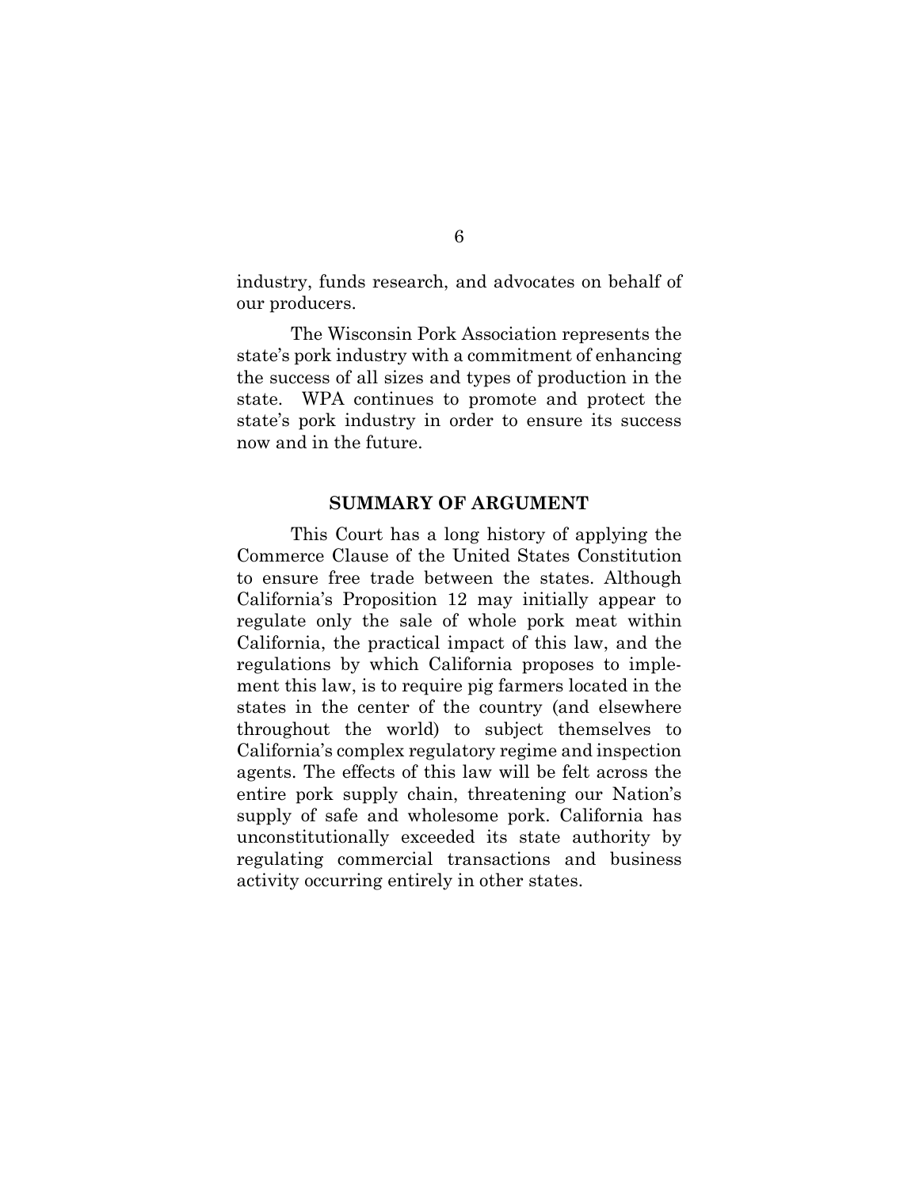industry, funds research, and advocates on behalf of our producers.

The Wisconsin Pork Association represents the state's pork industry with a commitment of enhancing the success of all sizes and types of production in the state. WPA continues to promote and protect the state's pork industry in order to ensure its success now and in the future.

## SUMMARY OF ARGUMENT

This Court has a long history of applying the Commerce Clause of the United States Constitution to ensure free trade between the states. Although California's Proposition 12 may initially appear to regulate only the sale of whole pork meat within California, the practical impact of this law, and the regulations by which California proposes to implement this law, is to require pig farmers located in the states in the center of the country (and elsewhere throughout the world) to subject themselves to California's complex regulatory regime and inspection agents. The effects of this law will be felt across the entire pork supply chain, threatening our Nation's supply of safe and wholesome pork. California has unconstitutionally exceeded its state authority by regulating commercial transactions and business activity occurring entirely in other states.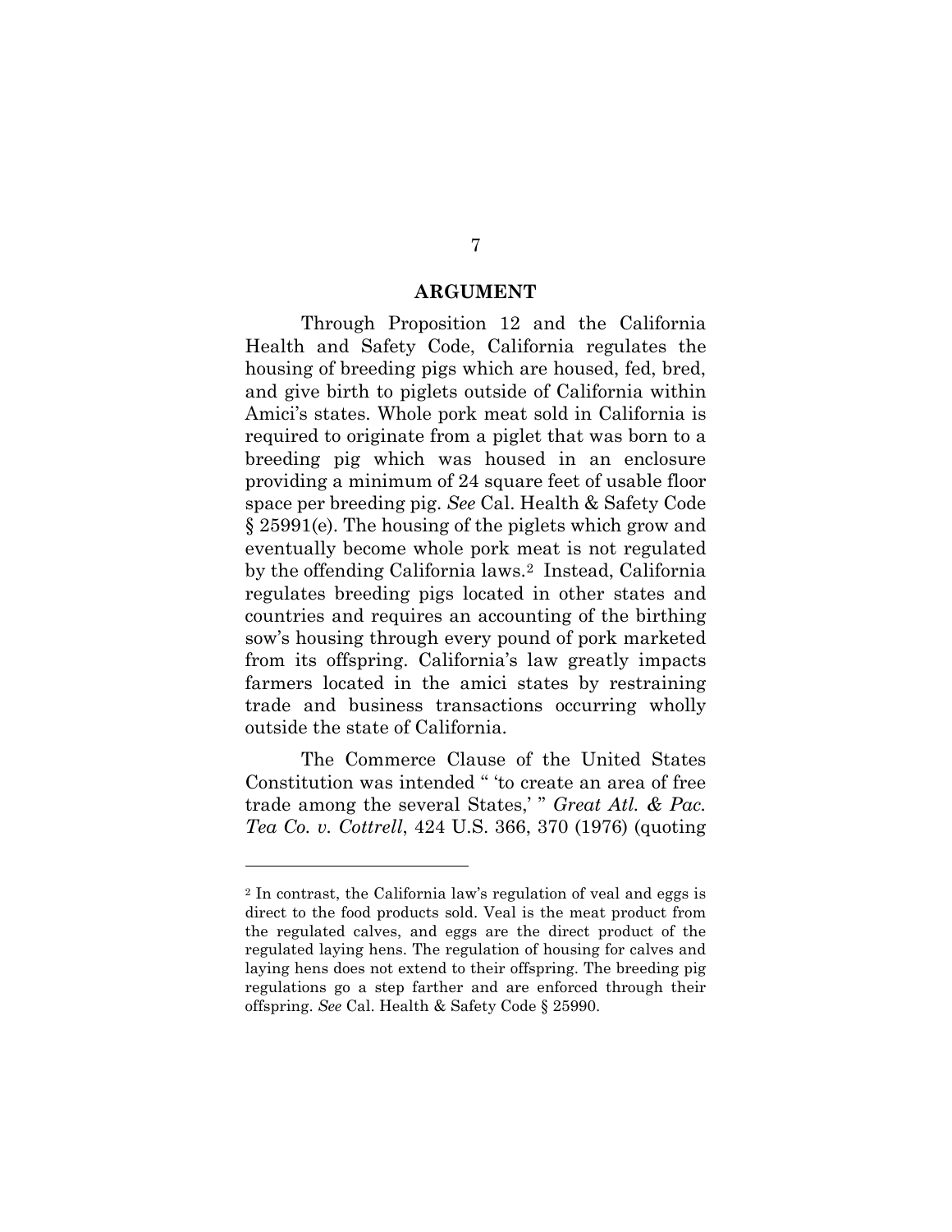## ARGUMENT

Through Proposition 12 and the California Health and Safety Code, California regulates the housing of breeding pigs which are housed, fed, bred, and give birth to piglets outside of California within Amici's states. Whole pork meat sold in California is required to originate from a piglet that was born to a breeding pig which was housed in an enclosure providing a minimum of 24 square feet of usable floor space per breeding pig. *See* Cal. Health & Safety Code § 25991(e). The housing of the piglets which grow and eventually become whole pork meat is not regulated by the offending California laws.[2] Instead, California regulates breeding pigs located in other states and countries and requires an accounting of the birthing sow's housing through every pound of pork marketed from its offspring. California's law greatly impacts farmers located in the amici states by restraining trade and business transactions occurring wholly outside the state of California.

The Commerce Clause of the United States Constitution was intended " 'to create an area of free trade among the several States,' " *Great Atl. & Pac. Tea Co. v. Cottrell*, 424 U.S. 366, 370 (1976) (quoting

---

[2] In contrast, the California law's regulation of veal and eggs is direct to the food products sold. Veal is the meat product from the regulated calves, and eggs are the direct product of the regulated laying hens. The regulation of housing for calves and laying hens does not extend to their offspring. The breeding pig regulations go a step farther and are enforced through their offspring. *See* Cal. Health & Safety Code § 25990.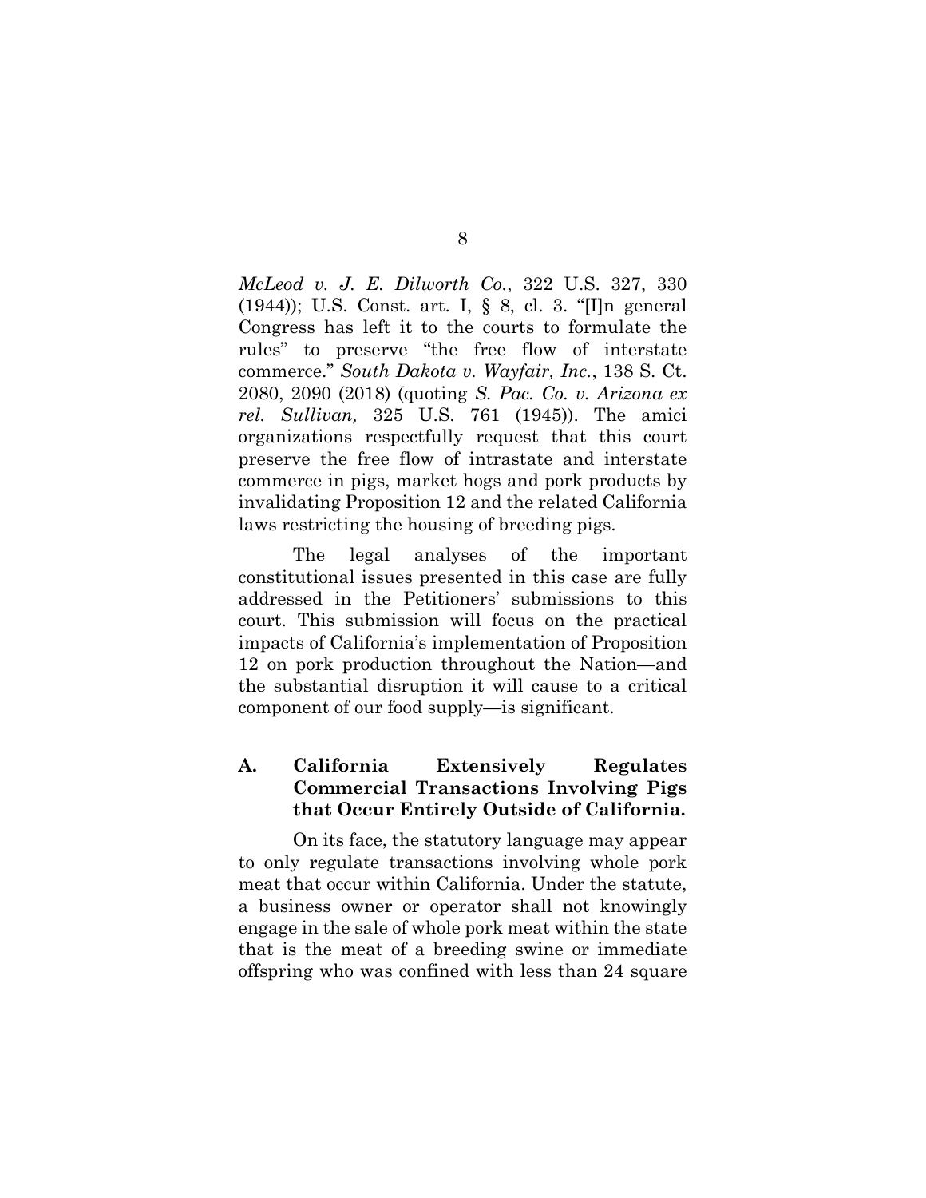*McLeod v. J. E. Dilworth Co.*, 322 U.S. 327, 330 (1944)); U.S. Const. art. I, § 8, cl. 3. "[I]n general Congress has left it to the courts to formulate the rules" to preserve "the free flow of interstate commerce." *South Dakota v. Wayfair, Inc.*, 138 S. Ct. 2080, 2090 (2018) (quoting *S. Pac. Co. v. Arizona ex rel. Sullivan,* 325 U.S. 761 (1945)). The amici organizations respectfully request that this court preserve the free flow of intrastate and interstate commerce in pigs, market hogs and pork products by invalidating Proposition 12 and the related California laws restricting the housing of breeding pigs.

The legal analyses of the important constitutional issues presented in this case are fully addressed in the Petitioners' submissions to this court. This submission will focus on the practical impacts of California's implementation of Proposition 12 on pork production throughout the Nation—and the substantial disruption it will cause to a critical component of our food supply—is significant.

### A. California Extensively Regulates Commercial Transactions Involving Pigs that Occur Entirely Outside of California.

On its face, the statutory language may appear to only regulate transactions involving whole pork meat that occur within California. Under the statute, a business owner or operator shall not knowingly engage in the sale of whole pork meat within the state that is the meat of a breeding swine or immediate offspring who was confined with less than 24 square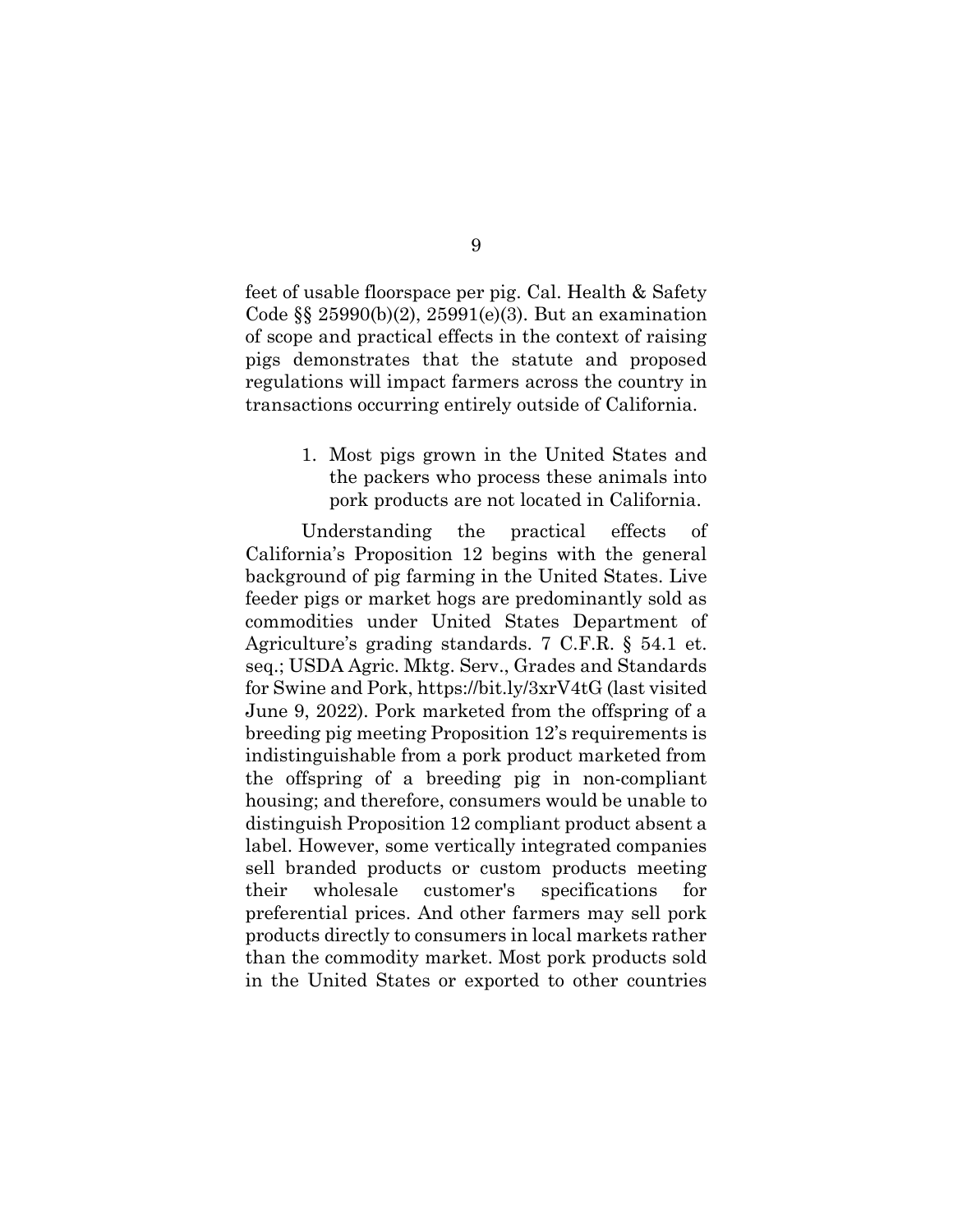feet of usable floorspace per pig. Cal. Health & Safety Code §§ 25990(b)(2), 25991(e)(3). But an examination of scope and practical effects in the context of raising pigs demonstrates that the statute and proposed regulations will impact farmers across the country in transactions occurring entirely outside of California.

1. Most pigs grown in the United States and the packers who process these animals into pork products are not located in California.

Understanding the practical effects of California's Proposition 12 begins with the general background of pig farming in the United States. Live feeder pigs or market hogs are predominantly sold as commodities under United States Department of Agriculture's grading standards. 7 C.F.R. § 54.1 et. seq.; USDA Agric. Mktg. Serv., Grades and Standards for Swine and Pork, https://bit.ly/3xrV4tG (last visited June 9, 2022). Pork marketed from the offspring of a breeding pig meeting Proposition 12's requirements is indistinguishable from a pork product marketed from the offspring of a breeding pig in non-compliant housing; and therefore, consumers would be unable to distinguish Proposition 12 compliant product absent a label. However, some vertically integrated companies sell branded products or custom products meeting their wholesale customer's specifications for preferential prices. And other farmers may sell pork products directly to consumers in local markets rather than the commodity market. Most pork products sold in the United States or exported to other countries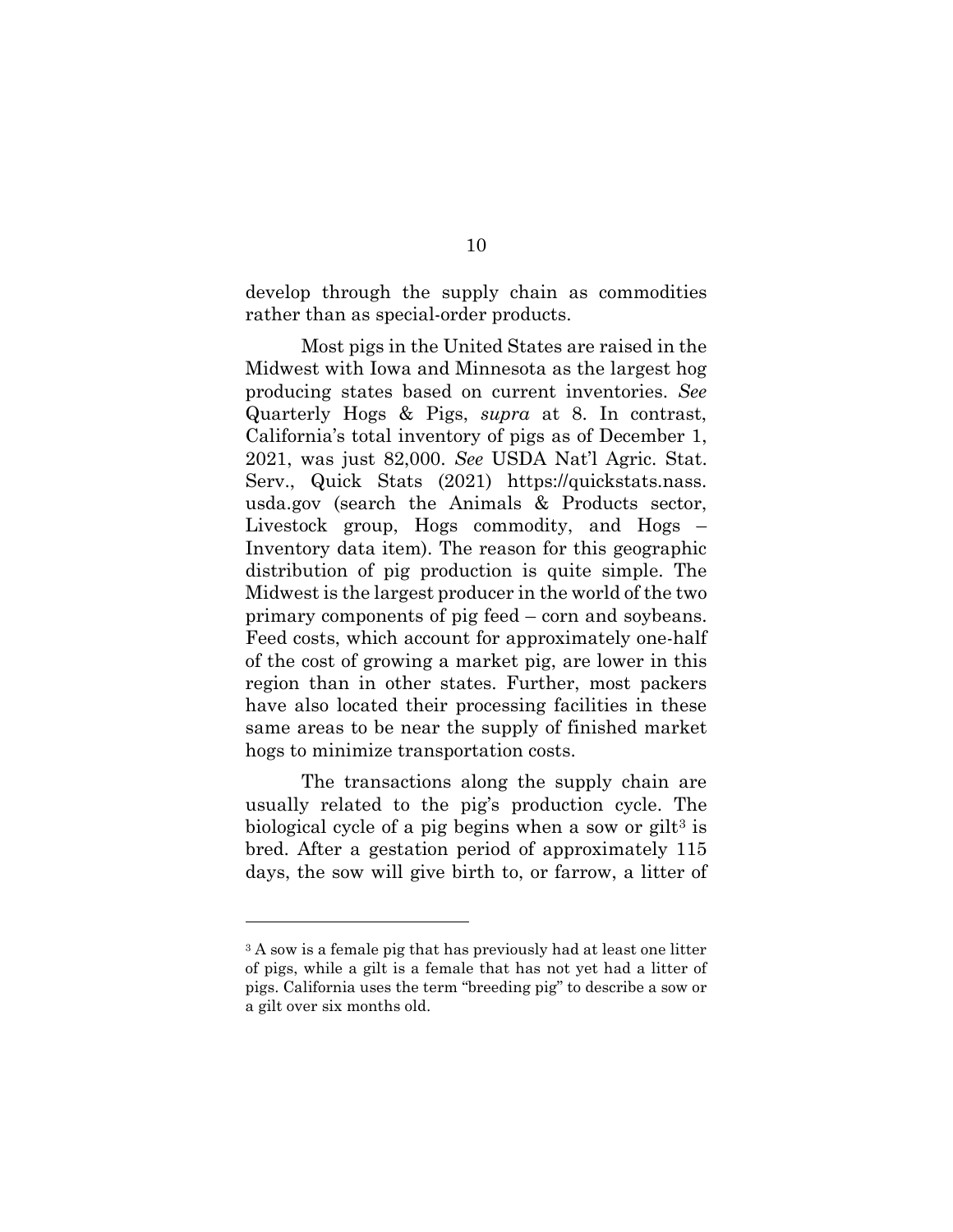develop through the supply chain as commodities rather than as special-order products.

Most pigs in the United States are raised in the Midwest with Iowa and Minnesota as the largest hog producing states based on current inventories. *See* Quarterly Hogs & Pigs, *supra* at 8. In contrast, California's total inventory of pigs as of December 1, 2021, was just 82,000. *See* USDA Nat'l Agric. Stat. Serv., Quick Stats (2021) https://quickstats.nass.usda.gov (search the Animals & Products sector, Livestock group, Hogs commodity, and Hogs – Inventory data item). The reason for this geographic distribution of pig production is quite simple. The Midwest is the largest producer in the world of the two primary components of pig feed – corn and soybeans. Feed costs, which account for approximately one-half of the cost of growing a market pig, are lower in this region than in other states. Further, most packers have also located their processing facilities in these same areas to be near the supply of finished market hogs to minimize transportation costs.

The transactions along the supply chain are usually related to the pig's production cycle. The biological cycle of a pig begins when a sow or gilt[3] is bred. After a gestation period of approximately 115 days, the sow will give birth to, or farrow, a litter of

---

[3] A sow is a female pig that has previously had at least one litter of pigs, while a gilt is a female that has not yet had a litter of pigs. California uses the term "breeding pig" to describe a sow or a gilt over six months old.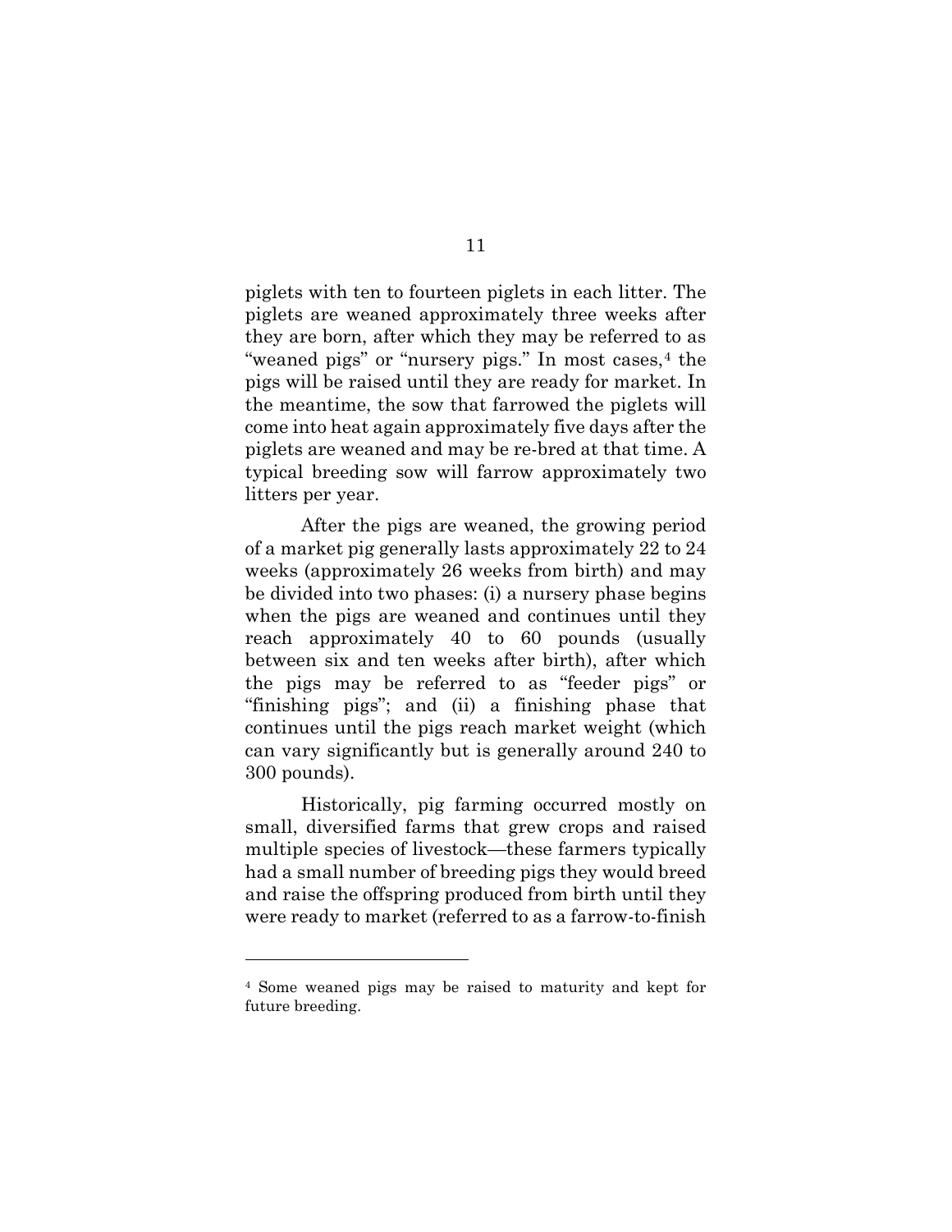piglets with ten to fourteen piglets in each litter. The piglets are weaned approximately three weeks after they are born, after which they may be referred to as "weaned pigs" or "nursery pigs." In most cases,[4] the pigs will be raised until they are ready for market. In the meantime, the sow that farrowed the piglets will come into heat again approximately five days after the piglets are weaned and may be re-bred at that time. A typical breeding sow will farrow approximately two litters per year.

After the pigs are weaned, the growing period of a market pig generally lasts approximately 22 to 24 weeks (approximately 26 weeks from birth) and may be divided into two phases: (i) a nursery phase begins when the pigs are weaned and continues until they reach approximately 40 to 60 pounds (usually between six and ten weeks after birth), after which the pigs may be referred to as "feeder pigs" or "finishing pigs"; and (ii) a finishing phase that continues until the pigs reach market weight (which can vary significantly but is generally around 240 to 300 pounds).

Historically, pig farming occurred mostly on small, diversified farms that grew crops and raised multiple species of livestock—these farmers typically had a small number of breeding pigs they would breed and raise the offspring produced from birth until they were ready to market (referred to as a farrow-to-finish

---

[4] Some weaned pigs may be raised to maturity and kept for future breeding.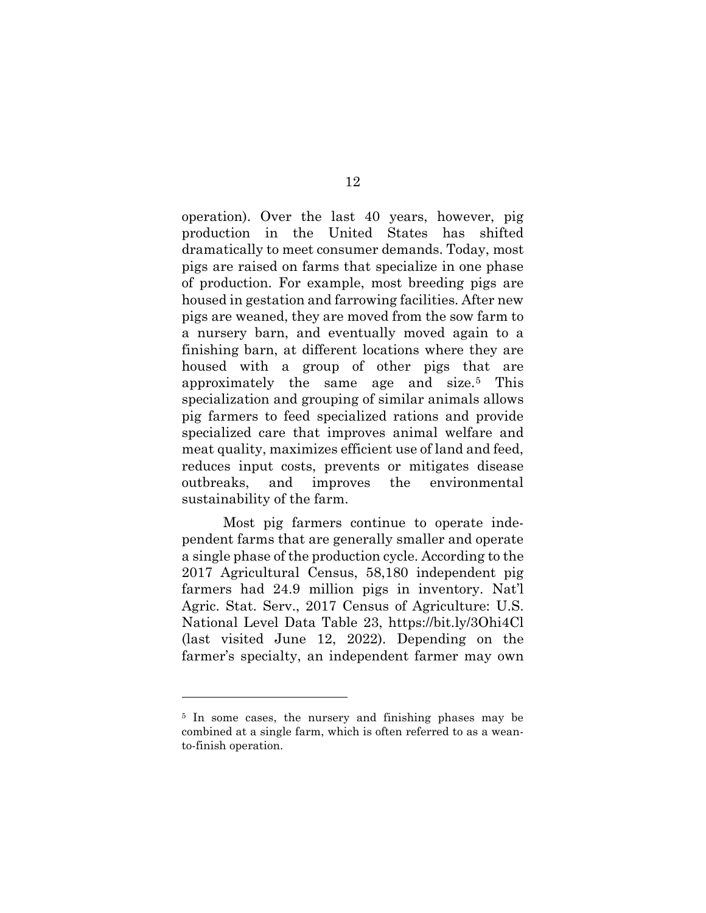operation). Over the last 40 years, however, pig production in the United States has shifted dramatically to meet consumer demands. Today, most pigs are raised on farms that specialize in one phase of production. For example, most breeding pigs are housed in gestation and farrowing facilities. After new pigs are weaned, they are moved from the sow farm to a nursery barn, and eventually moved again to a finishing barn, at different locations where they are housed with a group of other pigs that are approximately the same age and size.[5] This specialization and grouping of similar animals allows pig farmers to feed specialized rations and provide specialized care that improves animal welfare and meat quality, maximizes efficient use of land and feed, reduces input costs, prevents or mitigates disease outbreaks, and improves the environmental sustainability of the farm.

Most pig farmers continue to operate independent farms that are generally smaller and operate a single phase of the production cycle. According to the 2017 Agricultural Census, 58,180 independent pig farmers had 24.9 million pigs in inventory. Nat'l Agric. Stat. Serv., 2017 Census of Agriculture: U.S. National Level Data Table 23, https://bit.ly/3Ohi4Cl (last visited June 12, 2022). Depending on the farmer's specialty, an independent farmer may own

---

[5] In some cases, the nursery and finishing phases may be combined at a single farm, which is often referred to as a wean-to-finish operation.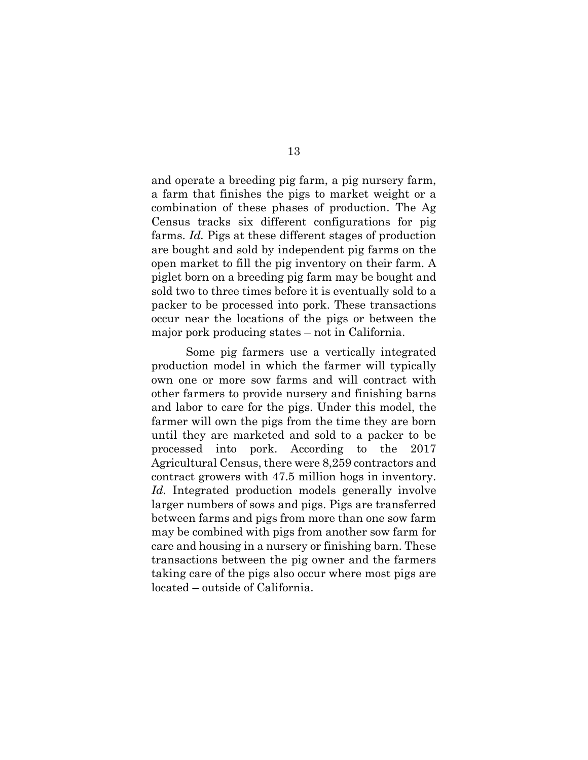and operate a breeding pig farm, a pig nursery farm, a farm that finishes the pigs to market weight or a combination of these phases of production. The Ag Census tracks six different configurations for pig farms. *Id.* Pigs at these different stages of production are bought and sold by independent pig farms on the open market to fill the pig inventory on their farm. A piglet born on a breeding pig farm may be bought and sold two to three times before it is eventually sold to a packer to be processed into pork. These transactions occur near the locations of the pigs or between the major pork producing states – not in California.

Some pig farmers use a vertically integrated production model in which the farmer will typically own one or more sow farms and will contract with other farmers to provide nursery and finishing barns and labor to care for the pigs. Under this model, the farmer will own the pigs from the time they are born until they are marketed and sold to a packer to be processed into pork. According to the 2017 Agricultural Census, there were 8,259 contractors and contract growers with 47.5 million hogs in inventory. *Id.* Integrated production models generally involve larger numbers of sows and pigs. Pigs are transferred between farms and pigs from more than one sow farm may be combined with pigs from another sow farm for care and housing in a nursery or finishing barn. These transactions between the pig owner and the farmers taking care of the pigs also occur where most pigs are located – outside of California.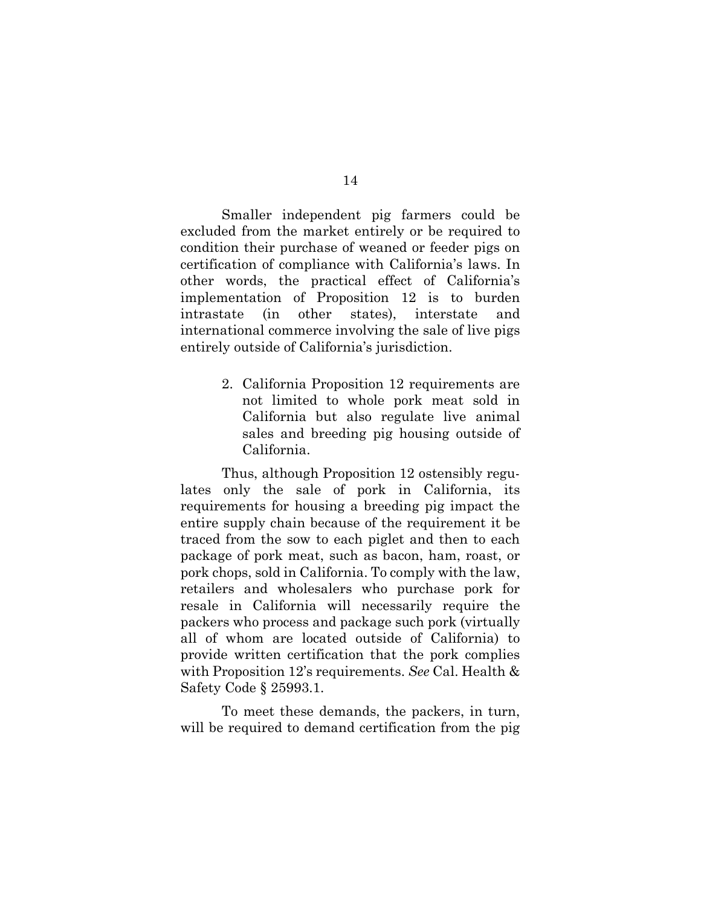Smaller independent pig farmers could be excluded from the market entirely or be required to condition their purchase of weaned or feeder pigs on certification of compliance with California's laws. In other words, the practical effect of California's implementation of Proposition 12 is to burden intrastate (in other states), interstate and international commerce involving the sale of live pigs entirely outside of California's jurisdiction.

2. California Proposition 12 requirements are not limited to whole pork meat sold in California but also regulate live animal sales and breeding pig housing outside of California.

Thus, although Proposition 12 ostensibly regulates only the sale of pork in California, its requirements for housing a breeding pig impact the entire supply chain because of the requirement it be traced from the sow to each piglet and then to each package of pork meat, such as bacon, ham, roast, or pork chops, sold in California. To comply with the law, retailers and wholesalers who purchase pork for resale in California will necessarily require the packers who process and package such pork (virtually all of whom are located outside of California) to provide written certification that the pork complies with Proposition 12's requirements. *See* Cal. Health & Safety Code § 25993.1.

To meet these demands, the packers, in turn, will be required to demand certification from the pig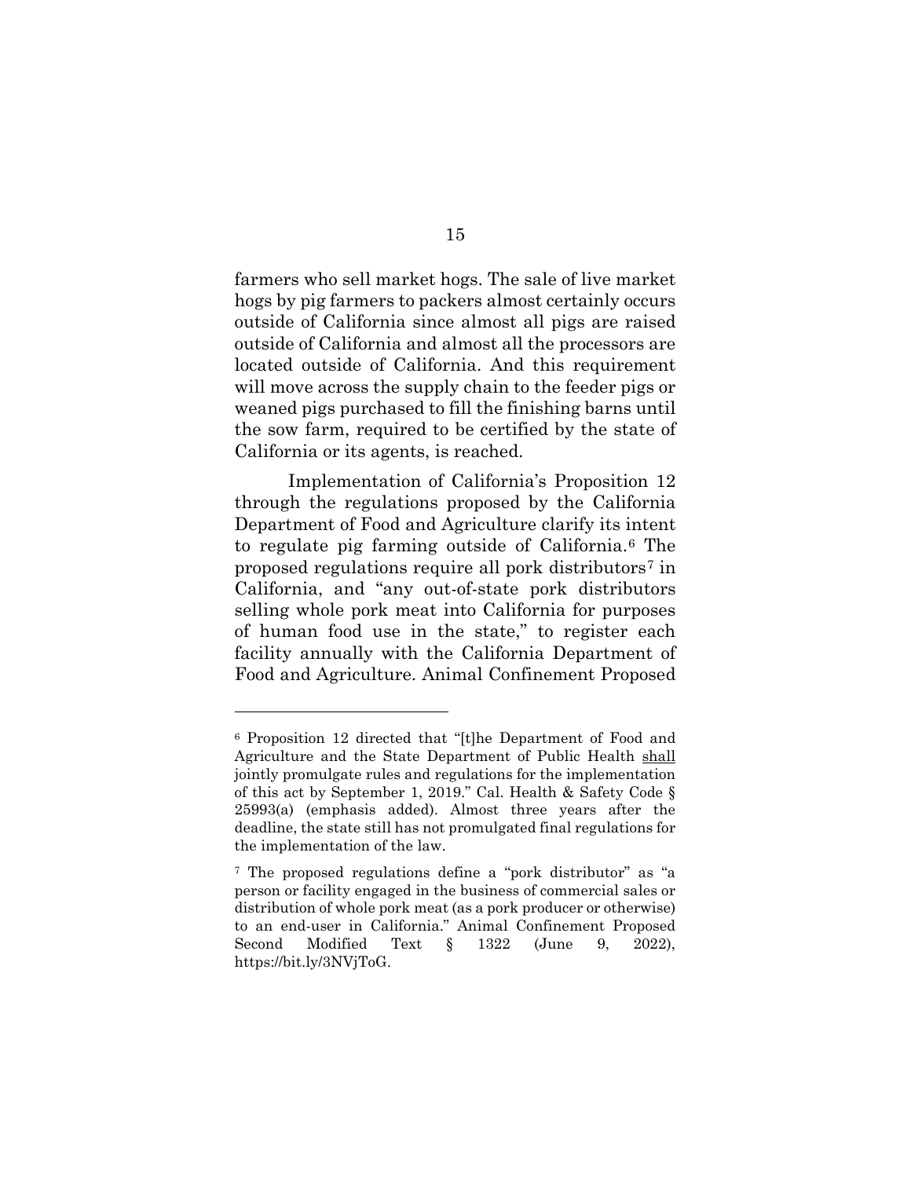farmers who sell market hogs. The sale of live market hogs by pig farmers to packers almost certainly occurs outside of California since almost all pigs are raised outside of California and almost all the processors are located outside of California. And this requirement will move across the supply chain to the feeder pigs or weaned pigs purchased to fill the finishing barns until the sow farm, required to be certified by the state of California or its agents, is reached.

Implementation of California's Proposition 12 through the regulations proposed by the California Department of Food and Agriculture clarify its intent to regulate pig farming outside of California.[6] The proposed regulations require all pork distributors[7] in California, and "any out-of-state pork distributors selling whole pork meat into California for purposes of human food use in the state," to register each facility annually with the California Department of Food and Agriculture. Animal Confinement Proposed

---

[6] Proposition 12 directed that "[t]he Department of Food and Agriculture and the State Department of Public Health <u>shall</u> jointly promulgate rules and regulations for the implementation of this act by September 1, 2019." Cal. Health & Safety Code § 25993(a) (emphasis added). Almost three years after the deadline, the state still has not promulgated final regulations for the implementation of the law.

[7] The proposed regulations define a "pork distributor" as "a person or facility engaged in the business of commercial sales or distribution of whole pork meat (as a pork producer or otherwise) to an end-user in California." Animal Confinement Proposed Second Modified Text § 1322 (June 9, 2022), https://bit.ly/3NVjToG.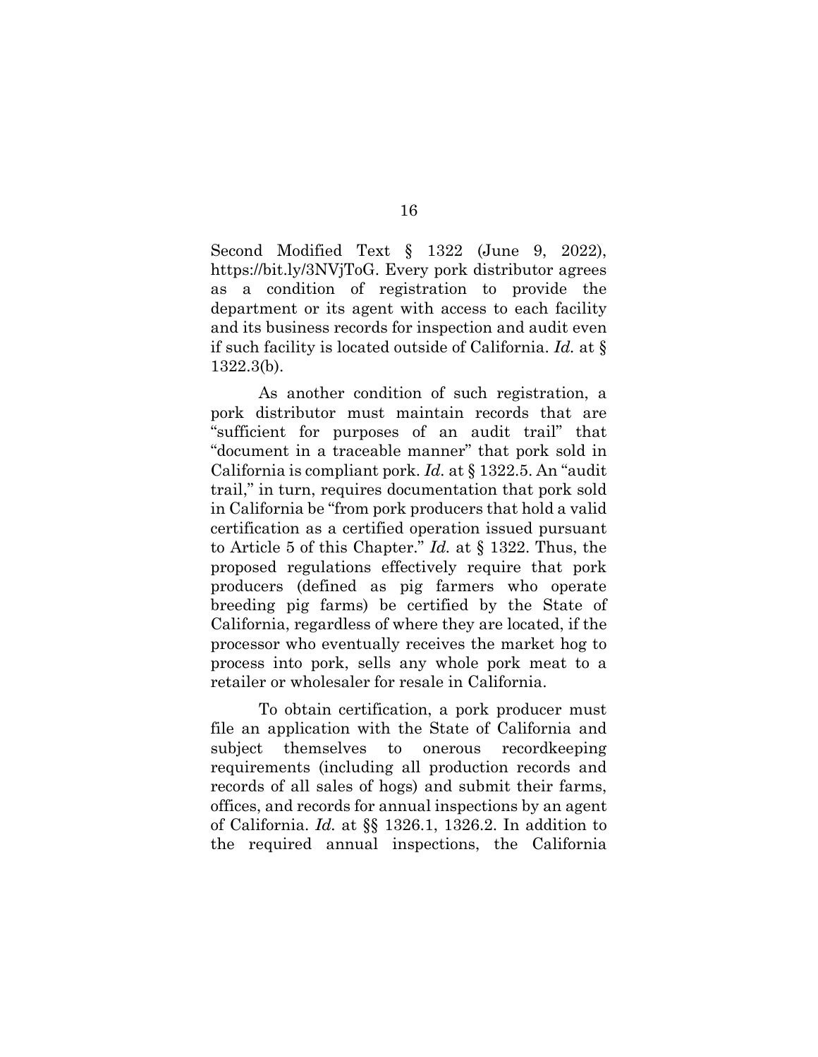Second Modified Text § 1322 (June 9, 2022), https://bit.ly/3NVjToG. Every pork distributor agrees as a condition of registration to provide the department or its agent with access to each facility and its business records for inspection and audit even if such facility is located outside of California. *Id.* at § 1322.3(b).

As another condition of such registration, a pork distributor must maintain records that are "sufficient for purposes of an audit trail" that "document in a traceable manner" that pork sold in California is compliant pork. *Id.* at § 1322.5. An "audit trail," in turn, requires documentation that pork sold in California be "from pork producers that hold a valid certification as a certified operation issued pursuant to Article 5 of this Chapter." *Id.* at § 1322. Thus, the proposed regulations effectively require that pork producers (defined as pig farmers who operate breeding pig farms) be certified by the State of California, regardless of where they are located, if the processor who eventually receives the market hog to process into pork, sells any whole pork meat to a retailer or wholesaler for resale in California.

To obtain certification, a pork producer must file an application with the State of California and subject themselves to onerous recordkeeping requirements (including all production records and records of all sales of hogs) and submit their farms, offices, and records for annual inspections by an agent of California. *Id.* at §§ 1326.1, 1326.2. In addition to the required annual inspections, the California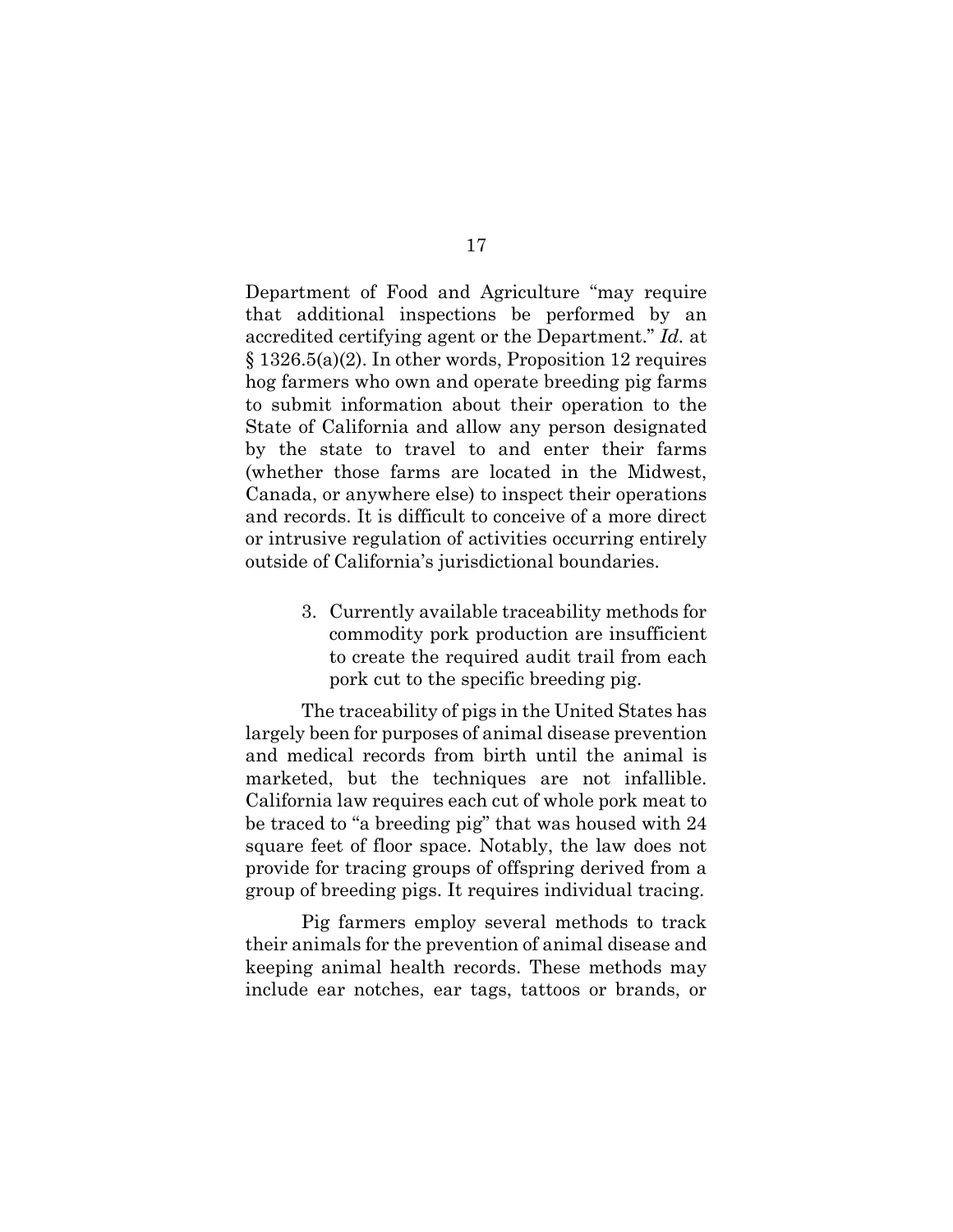Department of Food and Agriculture "may require that additional inspections be performed by an accredited certifying agent or the Department." *Id.* at § 1326.5(a)(2). In other words, Proposition 12 requires hog farmers who own and operate breeding pig farms to submit information about their operation to the State of California and allow any person designated by the state to travel to and enter their farms (whether those farms are located in the Midwest, Canada, or anywhere else) to inspect their operations and records. It is difficult to conceive of a more direct or intrusive regulation of activities occurring entirely outside of California's jurisdictional boundaries.

3. Currently available traceability methods for commodity pork production are insufficient to create the required audit trail from each pork cut to the specific breeding pig.

The traceability of pigs in the United States has largely been for purposes of animal disease prevention and medical records from birth until the animal is marketed, but the techniques are not infallible. California law requires each cut of whole pork meat to be traced to "a breeding pig" that was housed with 24 square feet of floor space. Notably, the law does not provide for tracing groups of offspring derived from a group of breeding pigs. It requires individual tracing.

Pig farmers employ several methods to track their animals for the prevention of animal disease and keeping animal health records. These methods may include ear notches, ear tags, tattoos or brands, or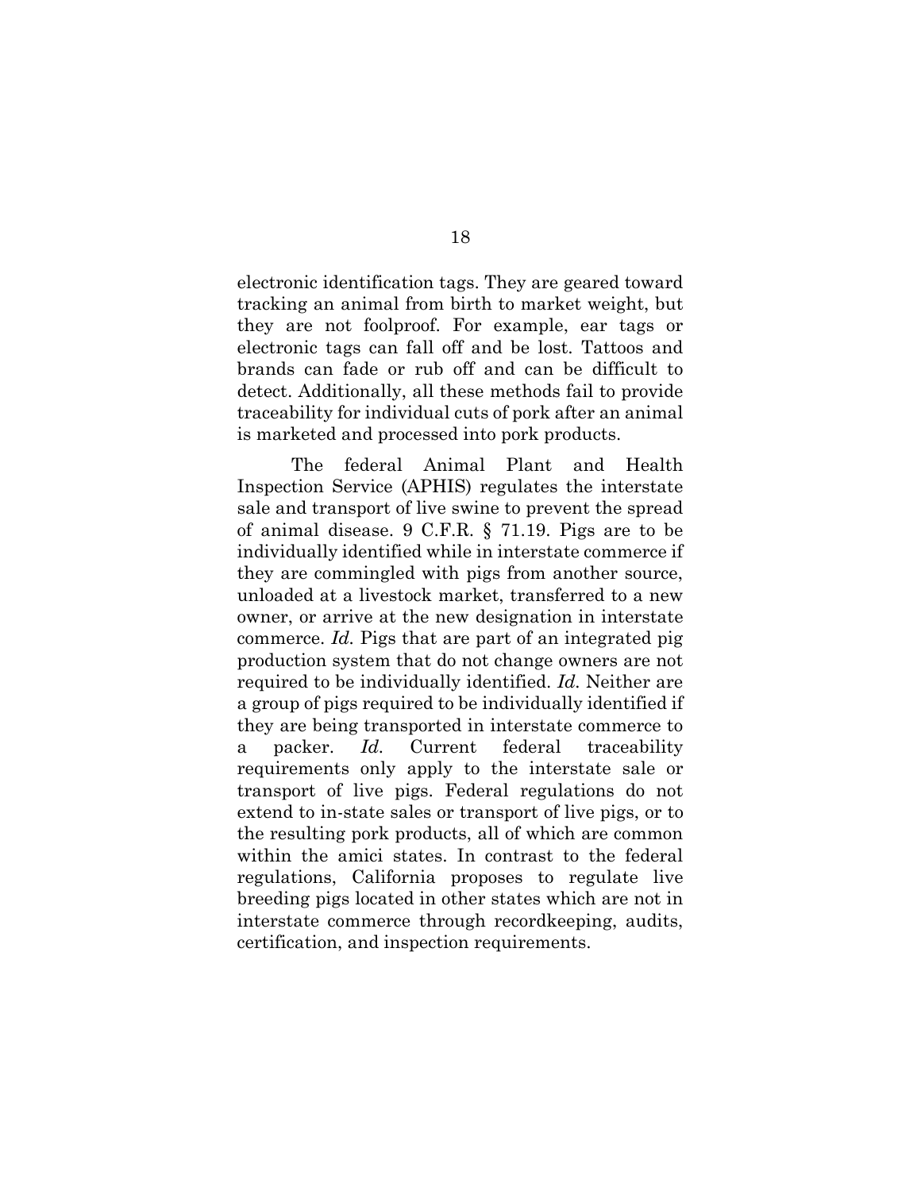electronic identification tags. They are geared toward tracking an animal from birth to market weight, but they are not foolproof. For example, ear tags or electronic tags can fall off and be lost. Tattoos and brands can fade or rub off and can be difficult to detect. Additionally, all these methods fail to provide traceability for individual cuts of pork after an animal is marketed and processed into pork products.

The federal Animal Plant and Health Inspection Service (APHIS) regulates the interstate sale and transport of live swine to prevent the spread of animal disease. 9 C.F.R. § 71.19. Pigs are to be individually identified while in interstate commerce if they are commingled with pigs from another source, unloaded at a livestock market, transferred to a new owner, or arrive at the new designation in interstate commerce. *Id.* Pigs that are part of an integrated pig production system that do not change owners are not required to be individually identified. *Id.* Neither are a group of pigs required to be individually identified if they are being transported in interstate commerce to a packer. *Id.* Current federal traceability requirements only apply to the interstate sale or transport of live pigs. Federal regulations do not extend to in-state sales or transport of live pigs, or to the resulting pork products, all of which are common within the amici states. In contrast to the federal regulations, California proposes to regulate live breeding pigs located in other states which are not in interstate commerce through recordkeeping, audits, certification, and inspection requirements.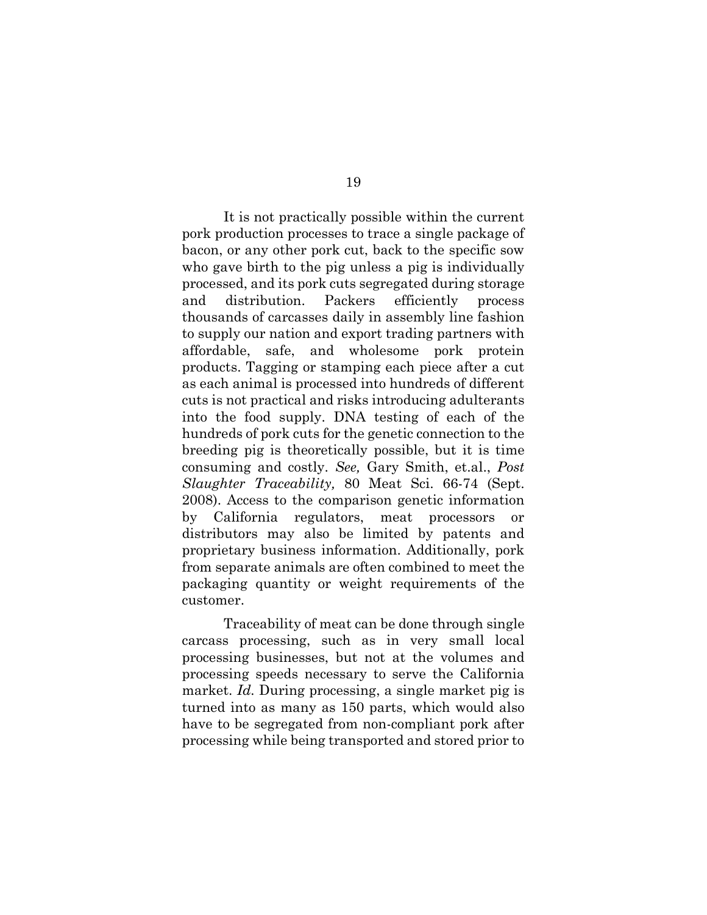It is not practically possible within the current pork production processes to trace a single package of bacon, or any other pork cut, back to the specific sow who gave birth to the pig unless a pig is individually processed, and its pork cuts segregated during storage and distribution. Packers efficiently process thousands of carcasses daily in assembly line fashion to supply our nation and export trading partners with affordable, safe, and wholesome pork protein products. Tagging or stamping each piece after a cut as each animal is processed into hundreds of different cuts is not practical and risks introducing adulterants into the food supply. DNA testing of each of the hundreds of pork cuts for the genetic connection to the breeding pig is theoretically possible, but it is time consuming and costly. *See,* Gary Smith, et.al., *Post Slaughter Traceability,* 80 Meat Sci. 66-74 (Sept. 2008). Access to the comparison genetic information by California regulators, meat processors or distributors may also be limited by patents and proprietary business information. Additionally, pork from separate animals are often combined to meet the packaging quantity or weight requirements of the customer.

Traceability of meat can be done through single carcass processing, such as in very small local processing businesses, but not at the volumes and processing speeds necessary to serve the California market. *Id.* During processing, a single market pig is turned into as many as 150 parts, which would also have to be segregated from non-compliant pork after processing while being transported and stored prior to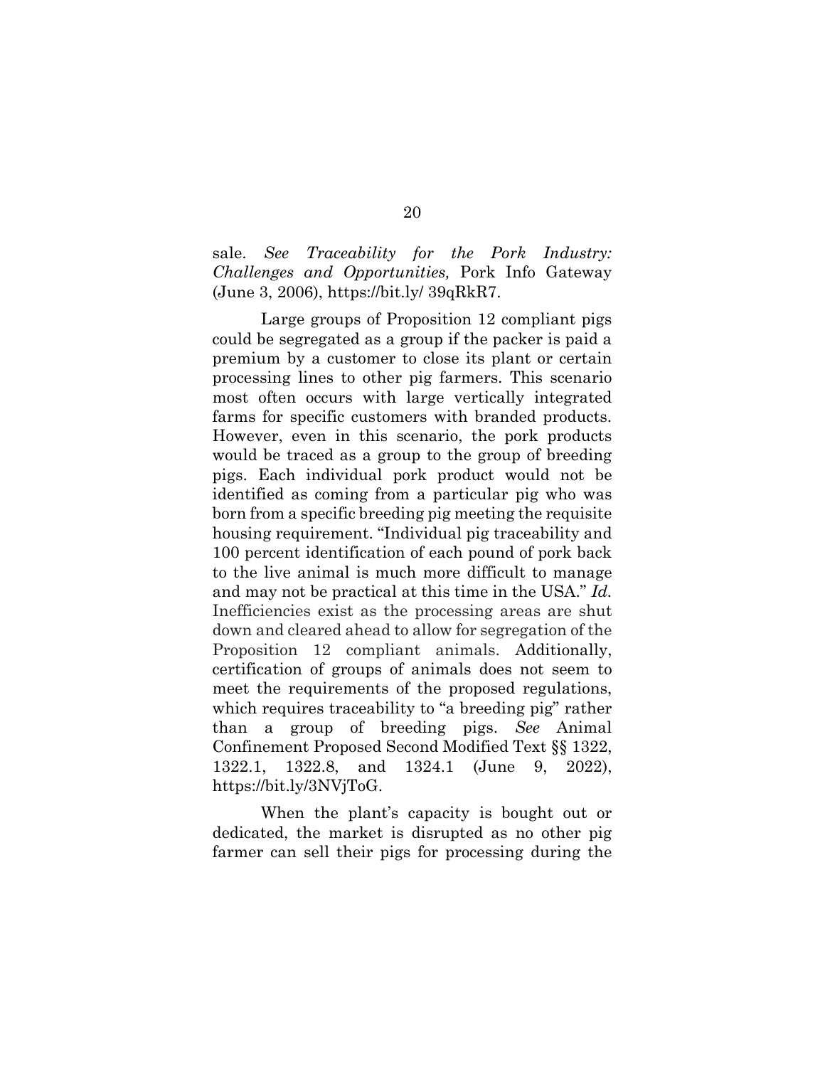sale. *See Traceability for the Pork Industry: Challenges and Opportunities,* Pork Info Gateway (June 3, 2006), https://bit.ly/ 39qRkR7.

Large groups of Proposition 12 compliant pigs could be segregated as a group if the packer is paid a premium by a customer to close its plant or certain processing lines to other pig farmers. This scenario most often occurs with large vertically integrated farms for specific customers with branded products. However, even in this scenario, the pork products would be traced as a group to the group of breeding pigs. Each individual pork product would not be identified as coming from a particular pig who was born from a specific breeding pig meeting the requisite housing requirement. "Individual pig traceability and 100 percent identification of each pound of pork back to the live animal is much more difficult to manage and may not be practical at this time in the USA." *Id.* Inefficiencies exist as the processing areas are shut down and cleared ahead to allow for segregation of the Proposition 12 compliant animals. Additionally, certification of groups of animals does not seem to meet the requirements of the proposed regulations, which requires traceability to "a breeding pig" rather than a group of breeding pigs. *See* Animal Confinement Proposed Second Modified Text §§ 1322, 1322.1, 1322.8, and 1324.1 (June 9, 2022), https://bit.ly/3NVjToG.

When the plant's capacity is bought out or dedicated, the market is disrupted as no other pig farmer can sell their pigs for processing during the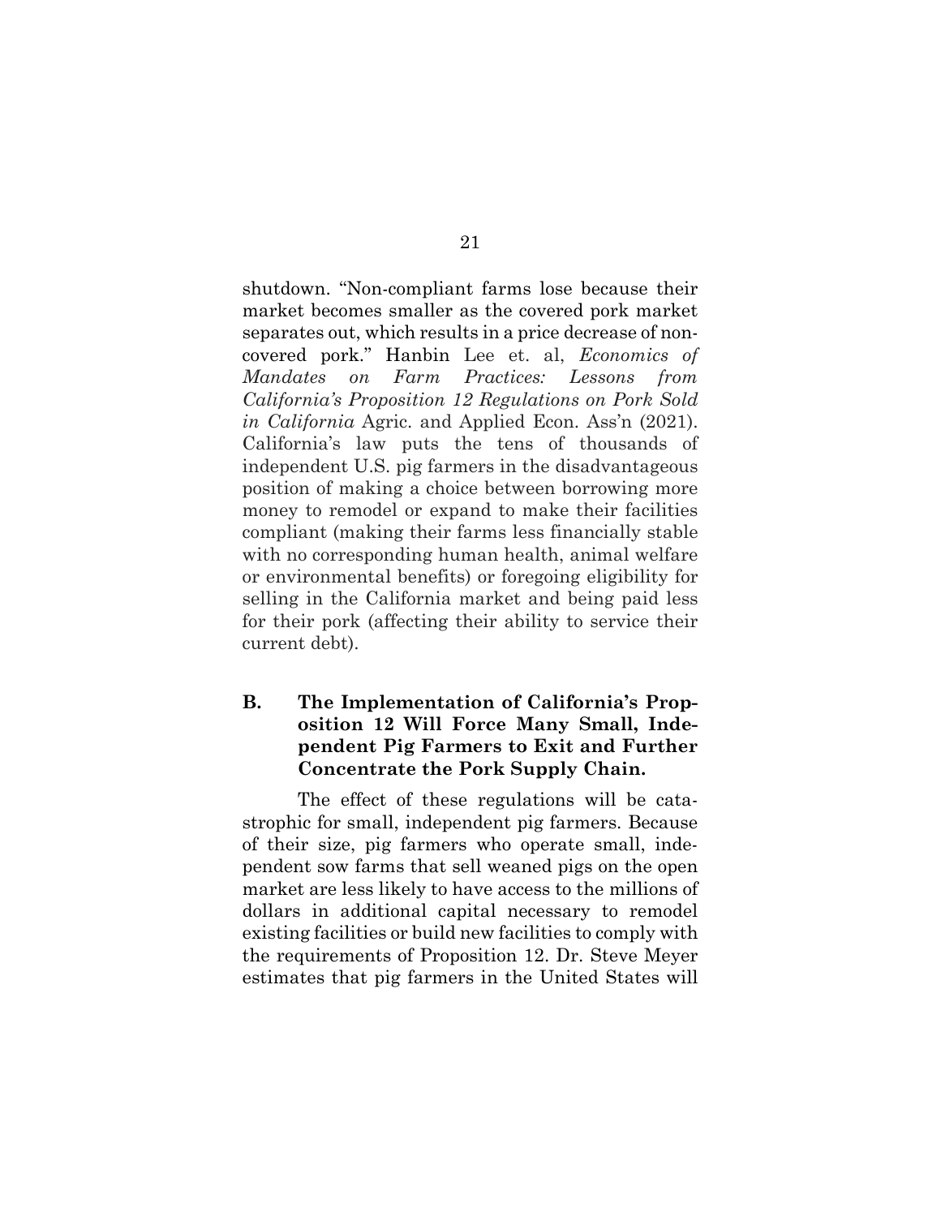shutdown. "Non-compliant farms lose because their market becomes smaller as the covered pork market separates out, which results in a price decrease of non-covered pork." Hanbin Lee et. al, *Economics of Mandates on Farm Practices: Lessons from California's Proposition 12 Regulations on Pork Sold in California* Agric. and Applied Econ. Ass'n (2021). California's law puts the tens of thousands of independent U.S. pig farmers in the disadvantageous position of making a choice between borrowing more money to remodel or expand to make their facilities compliant (making their farms less financially stable with no corresponding human health, animal welfare or environmental benefits) or foregoing eligibility for selling in the California market and being paid less for their pork (affecting their ability to service their current debt).

### B. The Implementation of California's Proposition 12 Will Force Many Small, Independent Pig Farmers to Exit and Further Concentrate the Pork Supply Chain.

The effect of these regulations will be catastrophic for small, independent pig farmers. Because of their size, pig farmers who operate small, independent sow farms that sell weaned pigs on the open market are less likely to have access to the millions of dollars in additional capital necessary to remodel existing facilities or build new facilities to comply with the requirements of Proposition 12. Dr. Steve Meyer estimates that pig farmers in the United States will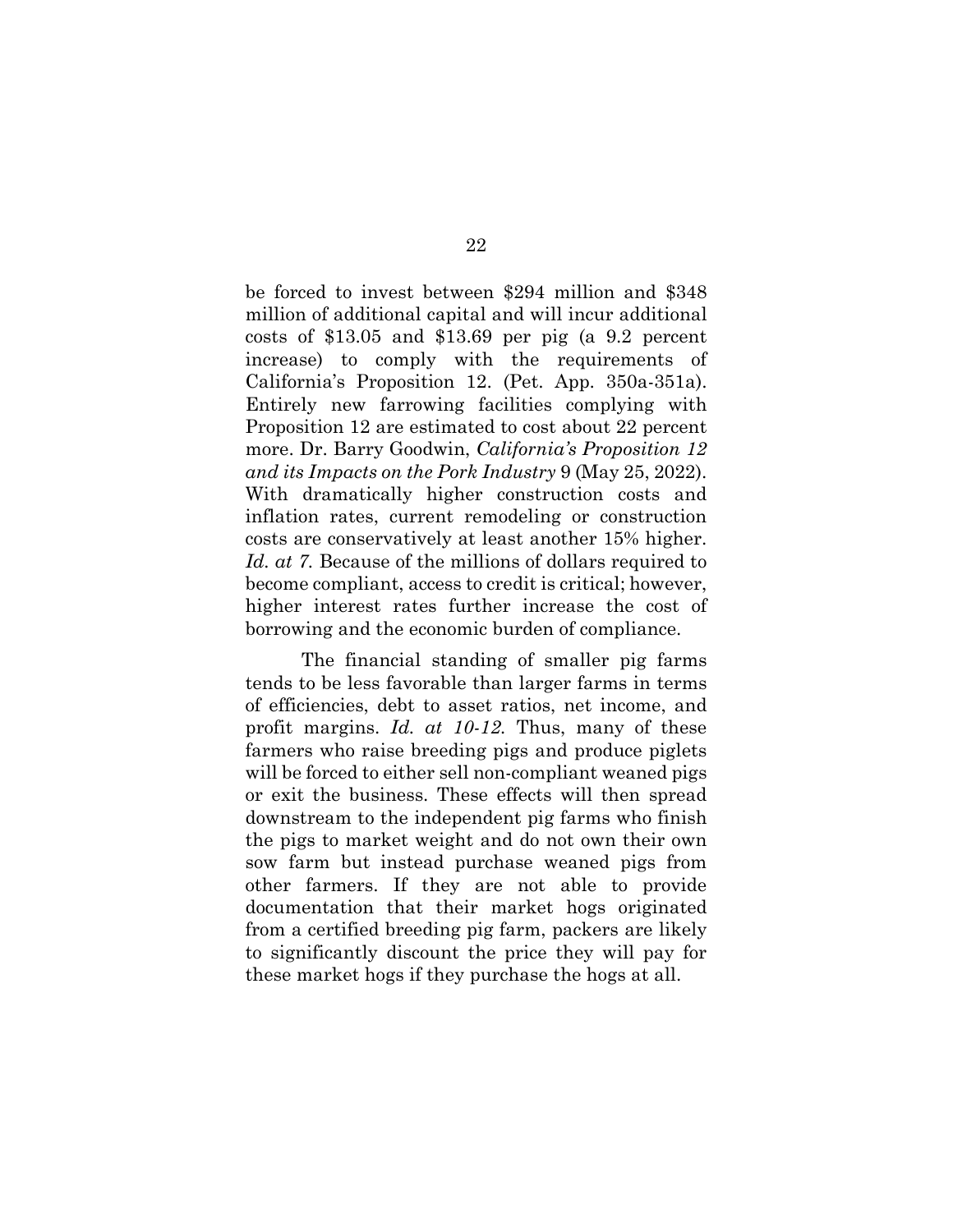be forced to invest between $294 million and $348 million of additional capital and will incur additional costs of $13.05 and $13.69 per pig (a 9.2 percent increase) to comply with the requirements of California's Proposition 12. (Pet. App. 350a-351a). Entirely new farrowing facilities complying with Proposition 12 are estimated to cost about 22 percent more. Dr. Barry Goodwin, *California's Proposition 12 and its Impacts on the Pork Industry* 9 (May 25, 2022). With dramatically higher construction costs and inflation rates, current remodeling or construction costs are conservatively at least another 15% higher. *Id. at 7.* Because of the millions of dollars required to become compliant, access to credit is critical; however, higher interest rates further increase the cost of borrowing and the economic burden of compliance.

The financial standing of smaller pig farms tends to be less favorable than larger farms in terms of efficiencies, debt to asset ratios, net income, and profit margins. *Id. at 10-12.* Thus, many of these farmers who raise breeding pigs and produce piglets will be forced to either sell non-compliant weaned pigs or exit the business. These effects will then spread downstream to the independent pig farms who finish the pigs to market weight and do not own their own sow farm but instead purchase weaned pigs from other farmers. If they are not able to provide documentation that their market hogs originated from a certified breeding pig farm, packers are likely to significantly discount the price they will pay for these market hogs if they purchase the hogs at all.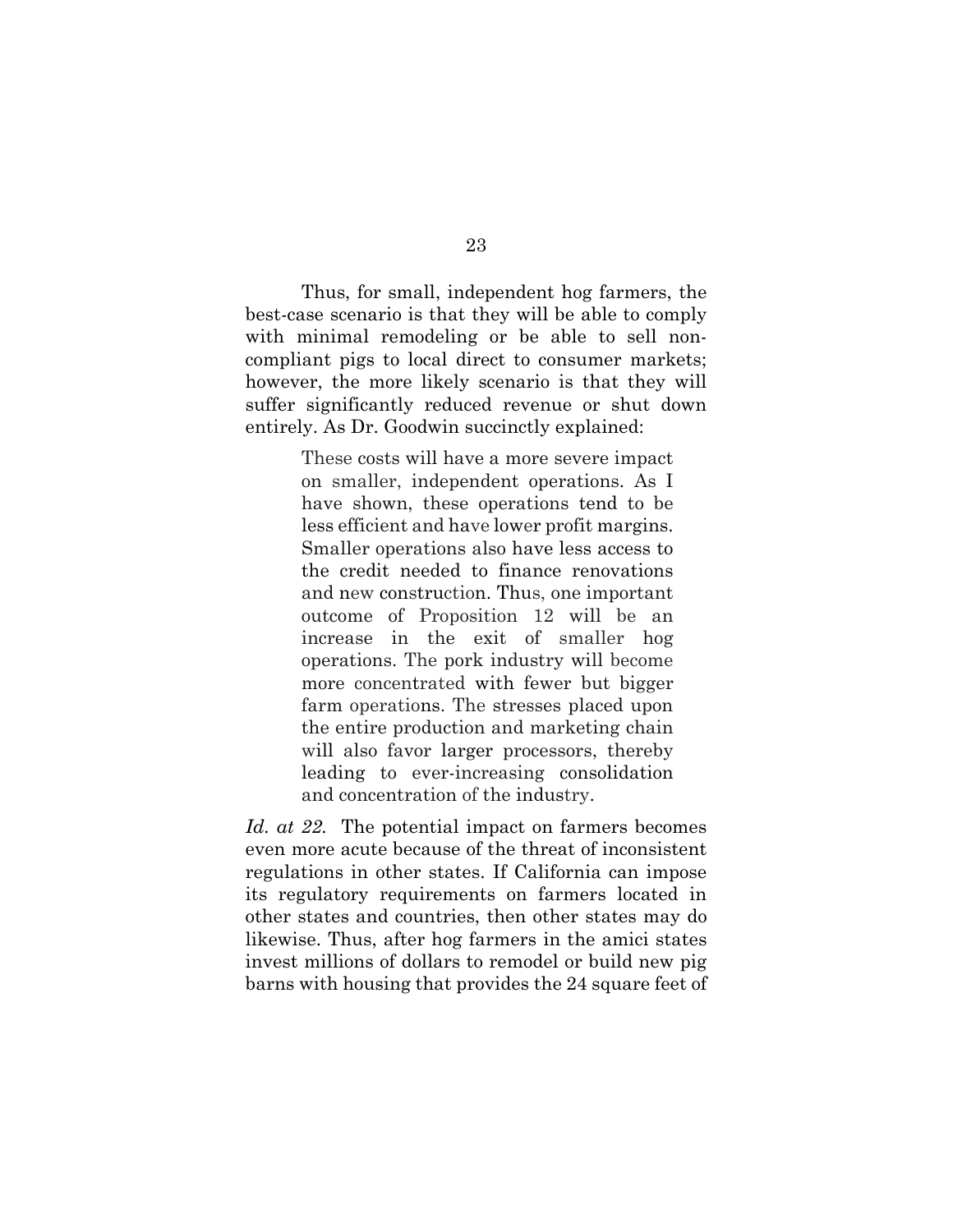Thus, for small, independent hog farmers, the best-case scenario is that they will be able to comply with minimal remodeling or be able to sell non-compliant pigs to local direct to consumer markets; however, the more likely scenario is that they will suffer significantly reduced revenue or shut down entirely. As Dr. Goodwin succinctly explained:

> These costs will have a more severe impact on smaller, independent operations. As I have shown, these operations tend to be less efficient and have lower profit margins. Smaller operations also have less access to the credit needed to finance renovations and new construction. Thus, one important outcome of Proposition 12 will be an increase in the exit of smaller hog operations. The pork industry will become more concentrated with fewer but bigger farm operations. The stresses placed upon the entire production and marketing chain will also favor larger processors, thereby leading to ever-increasing consolidation and concentration of the industry.

*Id. at 22.* The potential impact on farmers becomes even more acute because of the threat of inconsistent regulations in other states. If California can impose its regulatory requirements on farmers located in other states and countries, then other states may do likewise. Thus, after hog farmers in the amici states invest millions of dollars to remodel or build new pig barns with housing that provides the 24 square feet of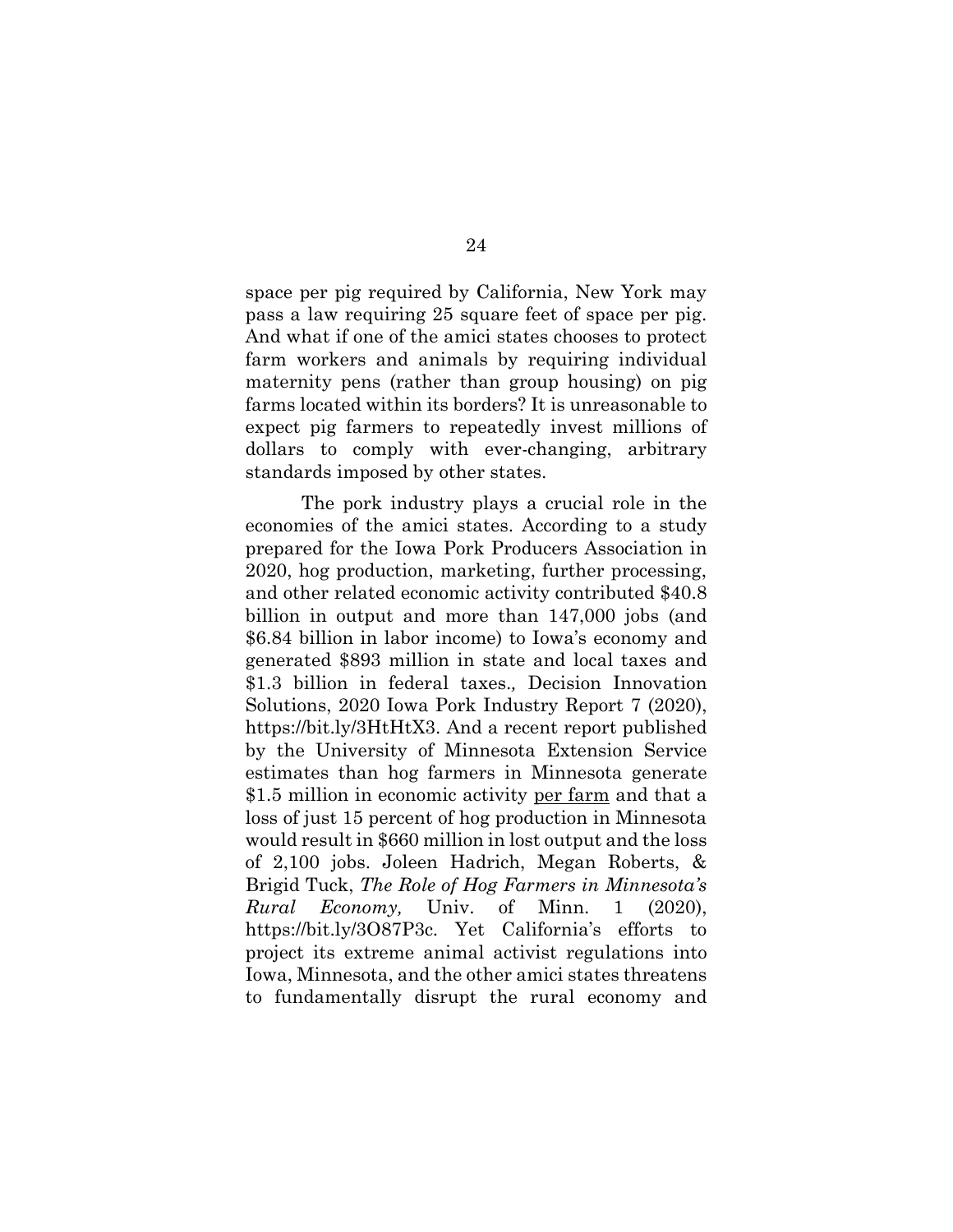space per pig required by California, New York may pass a law requiring 25 square feet of space per pig. And what if one of the amici states chooses to protect farm workers and animals by requiring individual maternity pens (rather than group housing) on pig farms located within its borders? It is unreasonable to expect pig farmers to repeatedly invest millions of dollars to comply with ever-changing, arbitrary standards imposed by other states.

The pork industry plays a crucial role in the economies of the amici states. According to a study prepared for the Iowa Pork Producers Association in 2020, hog production, marketing, further processing, and other related economic activity contributed $40.8 billion in output and more than 147,000 jobs (and $6.84 billion in labor income) to Iowa's economy and generated $893 million in state and local taxes and $1.3 billion in federal taxes*.,* Decision Innovation Solutions, 2020 Iowa Pork Industry Report 7 (2020), https://bit.ly/3HtHtX3. And a recent report published by the University of Minnesota Extension Service estimates than hog farmers in Minnesota generate $1.5 million in economic activity <u>per farm</u> and that a loss of just 15 percent of hog production in Minnesota would result in $660 million in lost output and the loss of 2,100 jobs. Joleen Hadrich, Megan Roberts, & Brigid Tuck, *The Role of Hog Farmers in Minnesota's Rural Economy,* Univ. of Minn. 1 (2020), https://bit.ly/3O87P3c. Yet California's efforts to project its extreme animal activist regulations into Iowa, Minnesota, and the other amici states threatens to fundamentally disrupt the rural economy and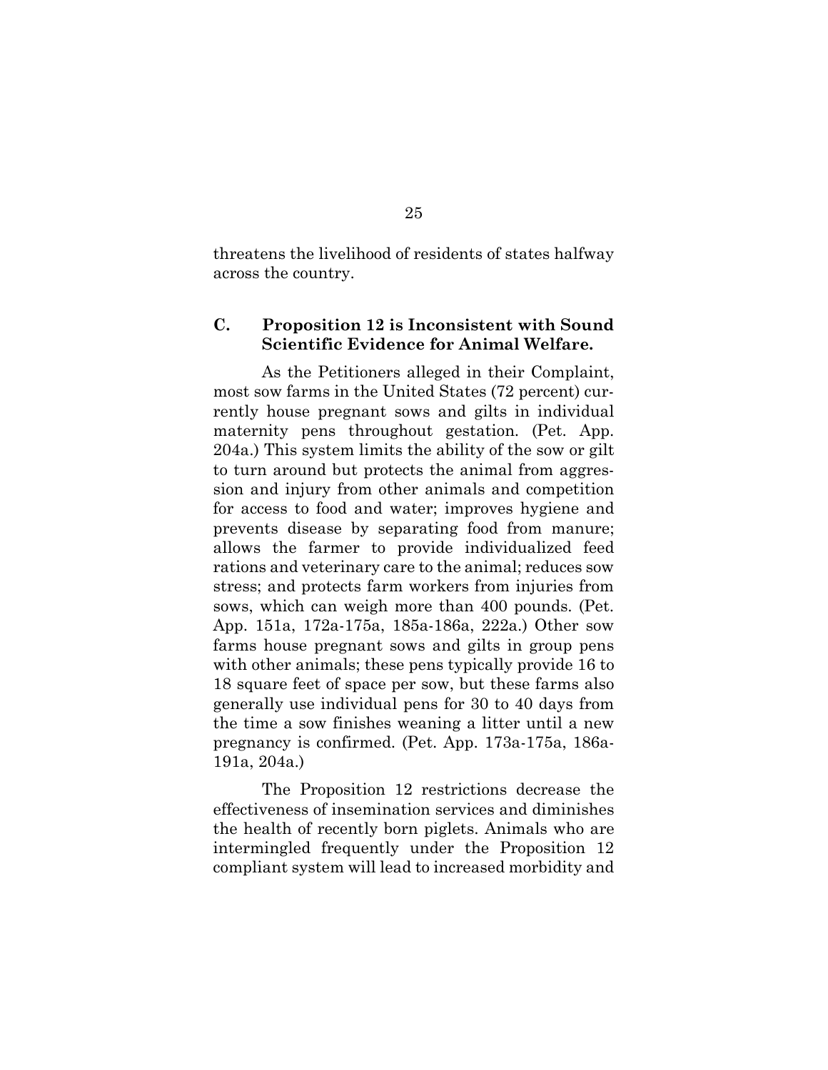threatens the livelihood of residents of states halfway across the country.

### C. Proposition 12 is Inconsistent with Sound Scientific Evidence for Animal Welfare.

As the Petitioners alleged in their Complaint, most sow farms in the United States (72 percent) currently house pregnant sows and gilts in individual maternity pens throughout gestation. (Pet. App. 204a.) This system limits the ability of the sow or gilt to turn around but protects the animal from aggression and injury from other animals and competition for access to food and water; improves hygiene and prevents disease by separating food from manure; allows the farmer to provide individualized feed rations and veterinary care to the animal; reduces sow stress; and protects farm workers from injuries from sows, which can weigh more than 400 pounds. (Pet. App. 151a, 172a-175a, 185a-186a, 222a.) Other sow farms house pregnant sows and gilts in group pens with other animals; these pens typically provide 16 to 18 square feet of space per sow, but these farms also generally use individual pens for 30 to 40 days from the time a sow finishes weaning a litter until a new pregnancy is confirmed. (Pet. App. 173a-175a, 186a-191a, 204a.)

The Proposition 12 restrictions decrease the effectiveness of insemination services and diminishes the health of recently born piglets. Animals who are intermingled frequently under the Proposition 12 compliant system will lead to increased morbidity and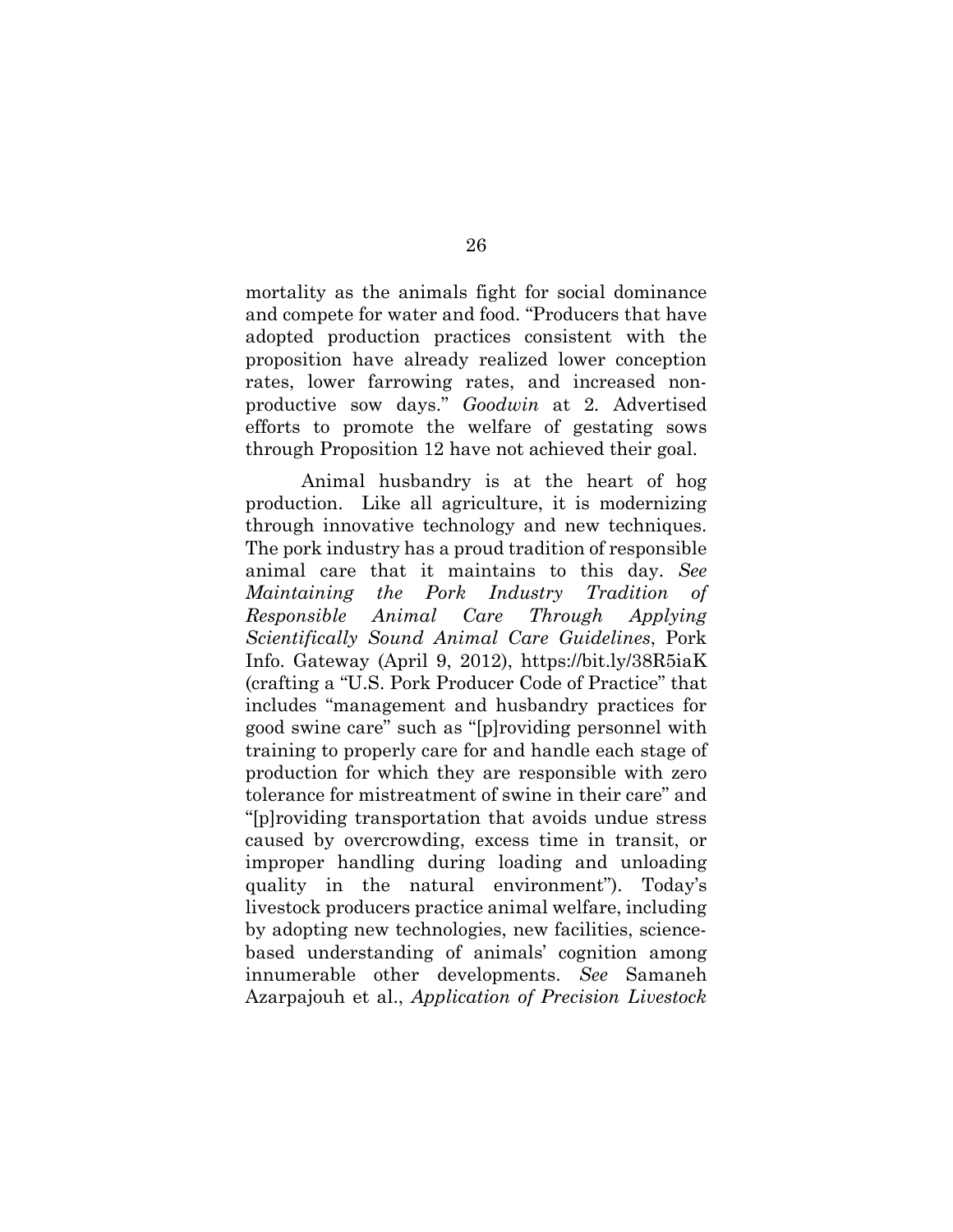mortality as the animals fight for social dominance and compete for water and food. "Producers that have adopted production practices consistent with the proposition have already realized lower conception rates, lower farrowing rates, and increased non-productive sow days." *Goodwin* at 2. Advertised efforts to promote the welfare of gestating sows through Proposition 12 have not achieved their goal.

Animal husbandry is at the heart of hog production. Like all agriculture, it is modernizing through innovative technology and new techniques. The pork industry has a proud tradition of responsible animal care that it maintains to this day. *See Maintaining the Pork Industry Tradition of Responsible Animal Care Through Applying Scientifically Sound Animal Care Guidelines*, Pork Info. Gateway (April 9, 2012), https://bit.ly/38R5iaK (crafting a "U.S. Pork Producer Code of Practice" that includes "management and husbandry practices for good swine care" such as "[p]roviding personnel with training to properly care for and handle each stage of production for which they are responsible with zero tolerance for mistreatment of swine in their care" and "[p]roviding transportation that avoids undue stress caused by overcrowding, excess time in transit, or improper handling during loading and unloading quality in the natural environment"). Today's livestock producers practice animal welfare, including by adopting new technologies, new facilities, science-based understanding of animals' cognition among innumerable other developments. *See* Samaneh Azarpajouh et al., *Application of Precision Livestock*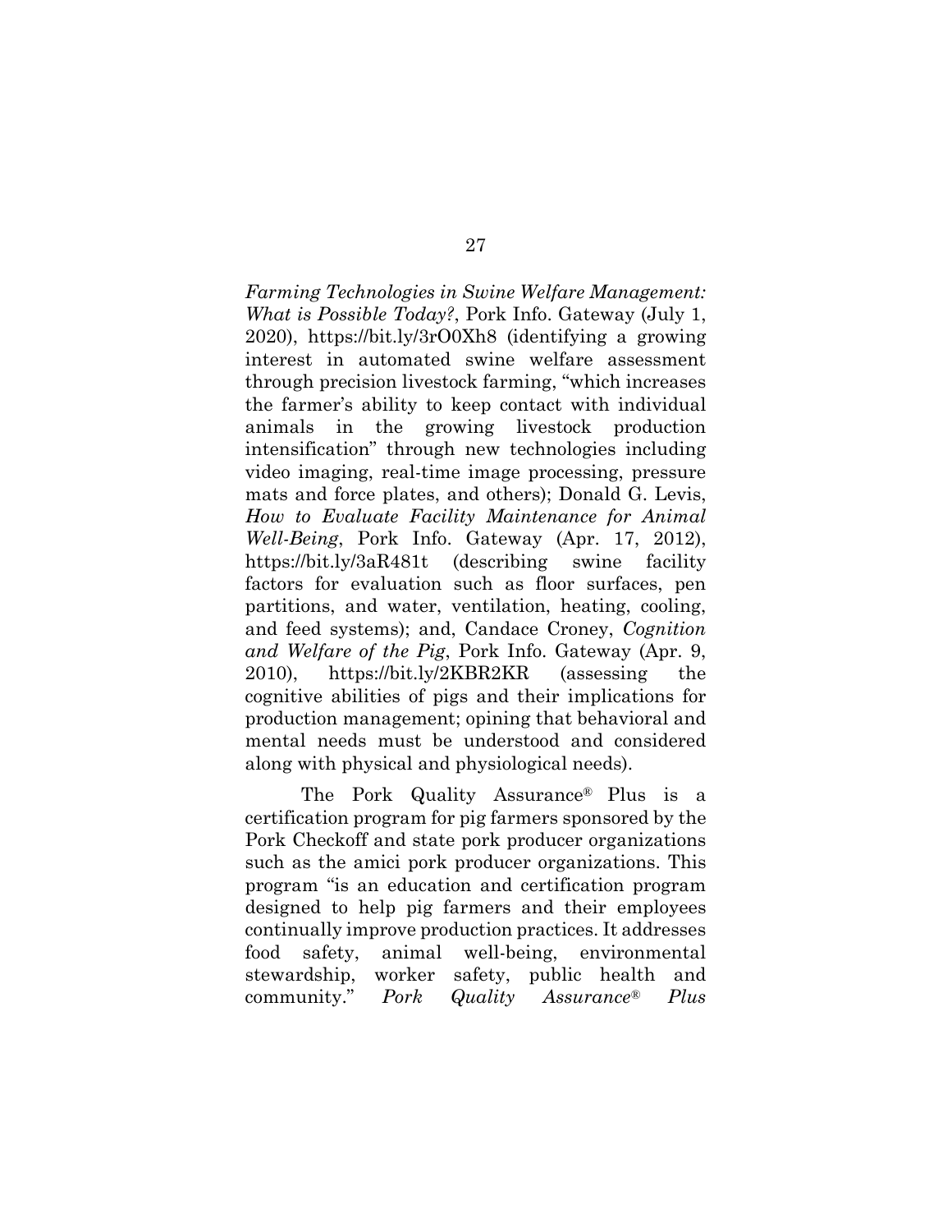*Farming Technologies in Swine Welfare Management: What is Possible Today?*, Pork Info. Gateway (July 1, 2020), https://bit.ly/3rO0Xh8 (identifying a growing interest in automated swine welfare assessment through precision livestock farming, "which increases the farmer's ability to keep contact with individual animals in the growing livestock production intensification" through new technologies including video imaging, real-time image processing, pressure mats and force plates, and others); Donald G. Levis, *How to Evaluate Facility Maintenance for Animal Well-Being*, Pork Info. Gateway (Apr. 17, 2012), https://bit.ly/3aR481t (describing swine facility factors for evaluation such as floor surfaces, pen partitions, and water, ventilation, heating, cooling, and feed systems); and, Candace Croney, *Cognition and Welfare of the Pig*, Pork Info. Gateway (Apr. 9, 2010), https://bit.ly/2KBR2KR (assessing the cognitive abilities of pigs and their implications for production management; opining that behavioral and mental needs must be understood and considered along with physical and physiological needs).

The Pork Quality Assurance® Plus is a certification program for pig farmers sponsored by the Pork Checkoff and state pork producer organizations such as the amici pork producer organizations. This program "is an education and certification program designed to help pig farmers and their employees continually improve production practices. It addresses food safety, animal well-being, environmental stewardship, worker safety, public health and community." *Pork Quality Assurance® Plus*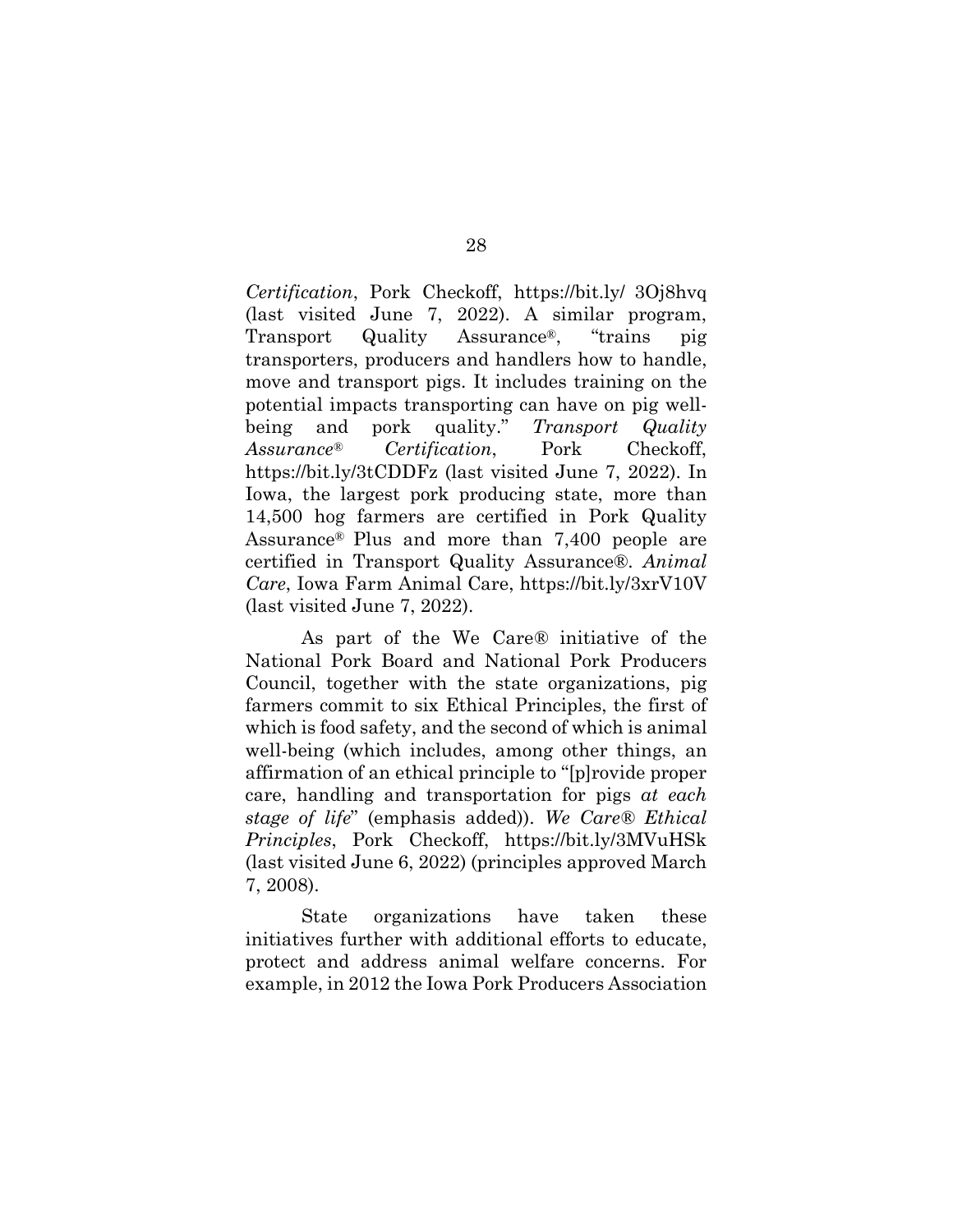*Certification*, Pork Checkoff, https://bit.ly/ 3Oj8hvq (last visited June 7, 2022). A similar program, Transport Quality Assurance®, "trains pig transporters, producers and handlers how to handle, move and transport pigs. It includes training on the potential impacts transporting can have on pig well-being and pork quality." *Transport Quality Assurance® Certification*, Pork Checkoff, https://bit.ly/3tCDDFz (last visited June 7, 2022). In Iowa, the largest pork producing state, more than 14,500 hog farmers are certified in Pork Quality Assurance® Plus and more than 7,400 people are certified in Transport Quality Assurance®. *Animal Care*, Iowa Farm Animal Care, https://bit.ly/3xrV10V (last visited June 7, 2022).

As part of the We Care® initiative of the National Pork Board and National Pork Producers Council, together with the state organizations, pig farmers commit to six Ethical Principles, the first of which is food safety, and the second of which is animal well-being (which includes, among other things, an affirmation of an ethical principle to "[p]rovide proper care, handling and transportation for pigs *at each stage of life*" (emphasis added)). *We Care® Ethical Principles*, Pork Checkoff, https://bit.ly/3MVuHSk (last visited June 6, 2022) (principles approved March 7, 2008).

State organizations have taken these initiatives further with additional efforts to educate, protect and address animal welfare concerns. For example, in 2012 the Iowa Pork Producers Association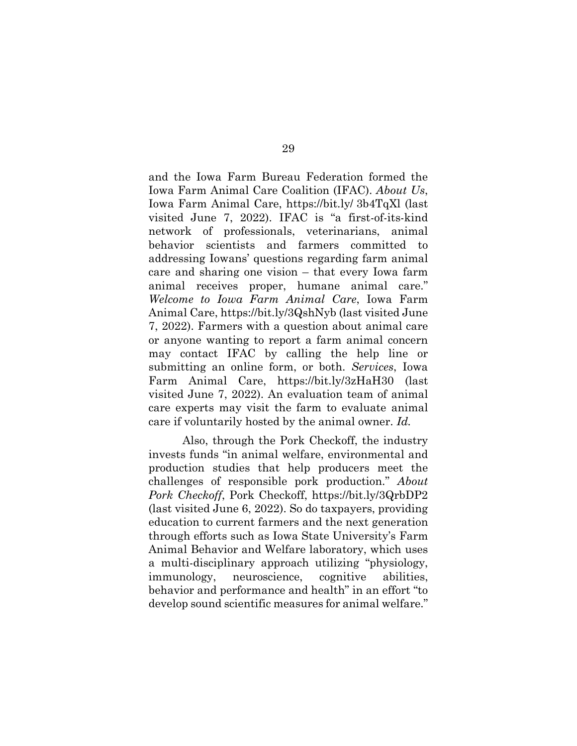and the Iowa Farm Bureau Federation formed the Iowa Farm Animal Care Coalition (IFAC). *About Us*, Iowa Farm Animal Care, https://bit.ly/ 3b4TqXl (last visited June 7, 2022). IFAC is "a first-of-its-kind network of professionals, veterinarians, animal behavior scientists and farmers committed to addressing Iowans' questions regarding farm animal care and sharing one vision – that every Iowa farm animal receives proper, humane animal care." *Welcome to Iowa Farm Animal Care*, Iowa Farm Animal Care, https://bit.ly/3QshNyb (last visited June 7, 2022). Farmers with a question about animal care or anyone wanting to report a farm animal concern may contact IFAC by calling the help line or submitting an online form, or both. *Services*, Iowa Farm Animal Care, https://bit.ly/3zHaH30 (last visited June 7, 2022). An evaluation team of animal care experts may visit the farm to evaluate animal care if voluntarily hosted by the animal owner. *Id.*

Also, through the Pork Checkoff, the industry invests funds "in animal welfare, environmental and production studies that help producers meet the challenges of responsible pork production." *About Pork Checkoff*, Pork Checkoff, https://bit.ly/3QrbDP2 (last visited June 6, 2022). So do taxpayers, providing education to current farmers and the next generation through efforts such as Iowa State University's Farm Animal Behavior and Welfare laboratory, which uses a multi-disciplinary approach utilizing "physiology, immunology, neuroscience, cognitive abilities, behavior and performance and health" in an effort "to develop sound scientific measures for animal welfare."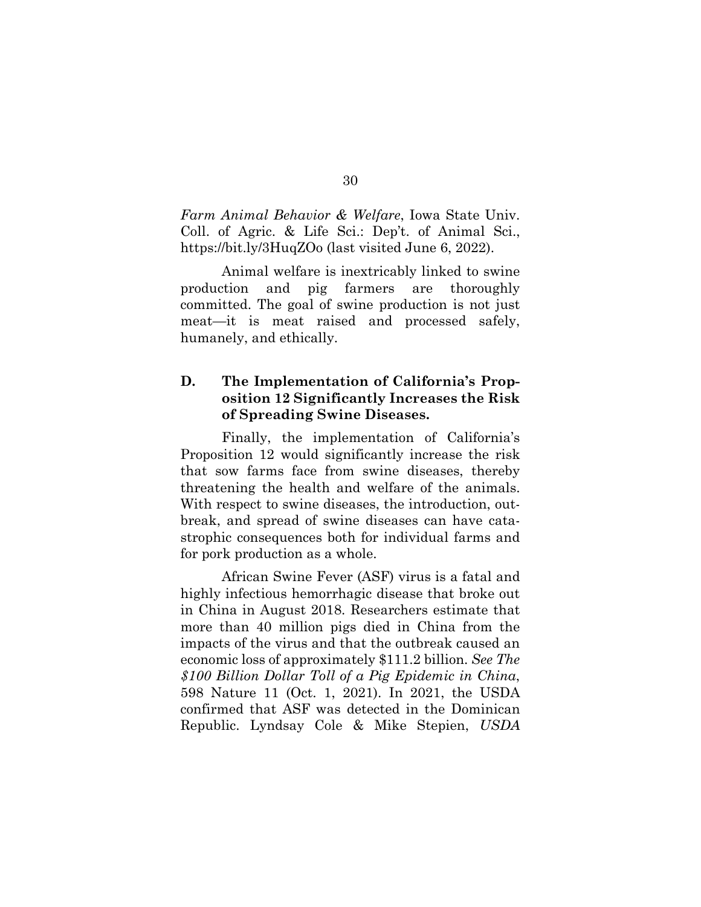*Farm Animal Behavior & Welfare*, Iowa State Univ. Coll. of Agric. & Life Sci.: Dep't. of Animal Sci., https://bit.ly/3HuqZOo (last visited June 6, 2022).

Animal welfare is inextricably linked to swine production and pig farmers are thoroughly committed. The goal of swine production is not just meat—it is meat raised and processed safely, humanely, and ethically.

### D. The Implementation of California's Proposition 12 Significantly Increases the Risk of Spreading Swine Diseases.

Finally, the implementation of California's Proposition 12 would significantly increase the risk that sow farms face from swine diseases, thereby threatening the health and welfare of the animals. With respect to swine diseases, the introduction, outbreak, and spread of swine diseases can have catastrophic consequences both for individual farms and for pork production as a whole.

African Swine Fever (ASF) virus is a fatal and highly infectious hemorrhagic disease that broke out in China in August 2018. Researchers estimate that more than 40 million pigs died in China from the impacts of the virus and that the outbreak caused an economic loss of approximately $111.2 billion. *See The $100 Billion Dollar Toll of a Pig Epidemic in China*, 598 Nature 11 (Oct. 1, 2021). In 2021, the USDA confirmed that ASF was detected in the Dominican Republic. Lyndsay Cole & Mike Stepien, *USDA*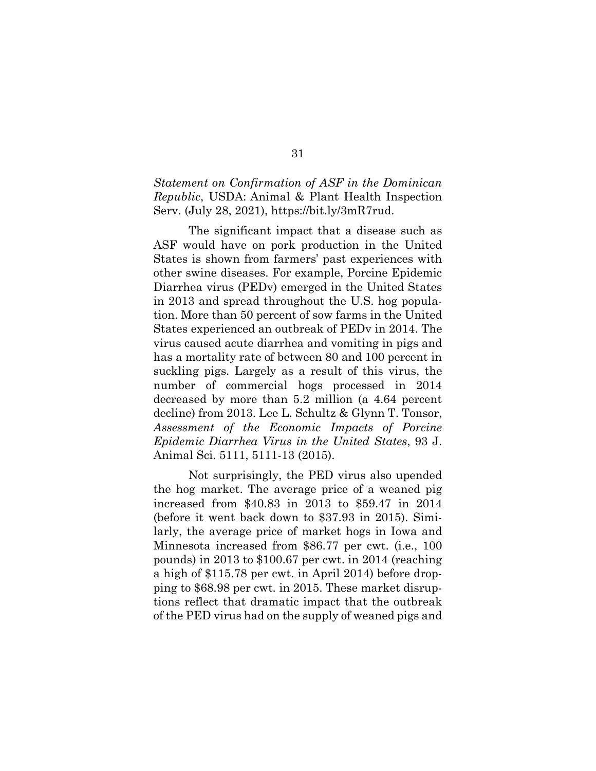*Statement on Confirmation of ASF in the Dominican Republic*, USDA: Animal & Plant Health Inspection Serv. (July 28, 2021), https://bit.ly/3mR7rud.

The significant impact that a disease such as ASF would have on pork production in the United States is shown from farmers' past experiences with other swine diseases. For example, Porcine Epidemic Diarrhea virus (PEDv) emerged in the United States in 2013 and spread throughout the U.S. hog population. More than 50 percent of sow farms in the United States experienced an outbreak of PEDv in 2014. The virus caused acute diarrhea and vomiting in pigs and has a mortality rate of between 80 and 100 percent in suckling pigs. Largely as a result of this virus, the number of commercial hogs processed in 2014 decreased by more than 5.2 million (a 4.64 percent decline) from 2013. Lee L. Schultz & Glynn T. Tonsor, *Assessment of the Economic Impacts of Porcine Epidemic Diarrhea Virus in the United States*, 93 J. Animal Sci. 5111, 5111-13 (2015).

Not surprisingly, the PED virus also upended the hog market. The average price of a weaned pig increased from $40.83 in 2013 to $59.47 in 2014 (before it went back down to $37.93 in 2015). Similarly, the average price of market hogs in Iowa and Minnesota increased from $86.77 per cwt. (i.e., 100 pounds) in 2013 to $100.67 per cwt. in 2014 (reaching a high of $115.78 per cwt. in April 2014) before dropping to $68.98 per cwt. in 2015. These market disruptions reflect that dramatic impact that the outbreak of the PED virus had on the supply of weaned pigs and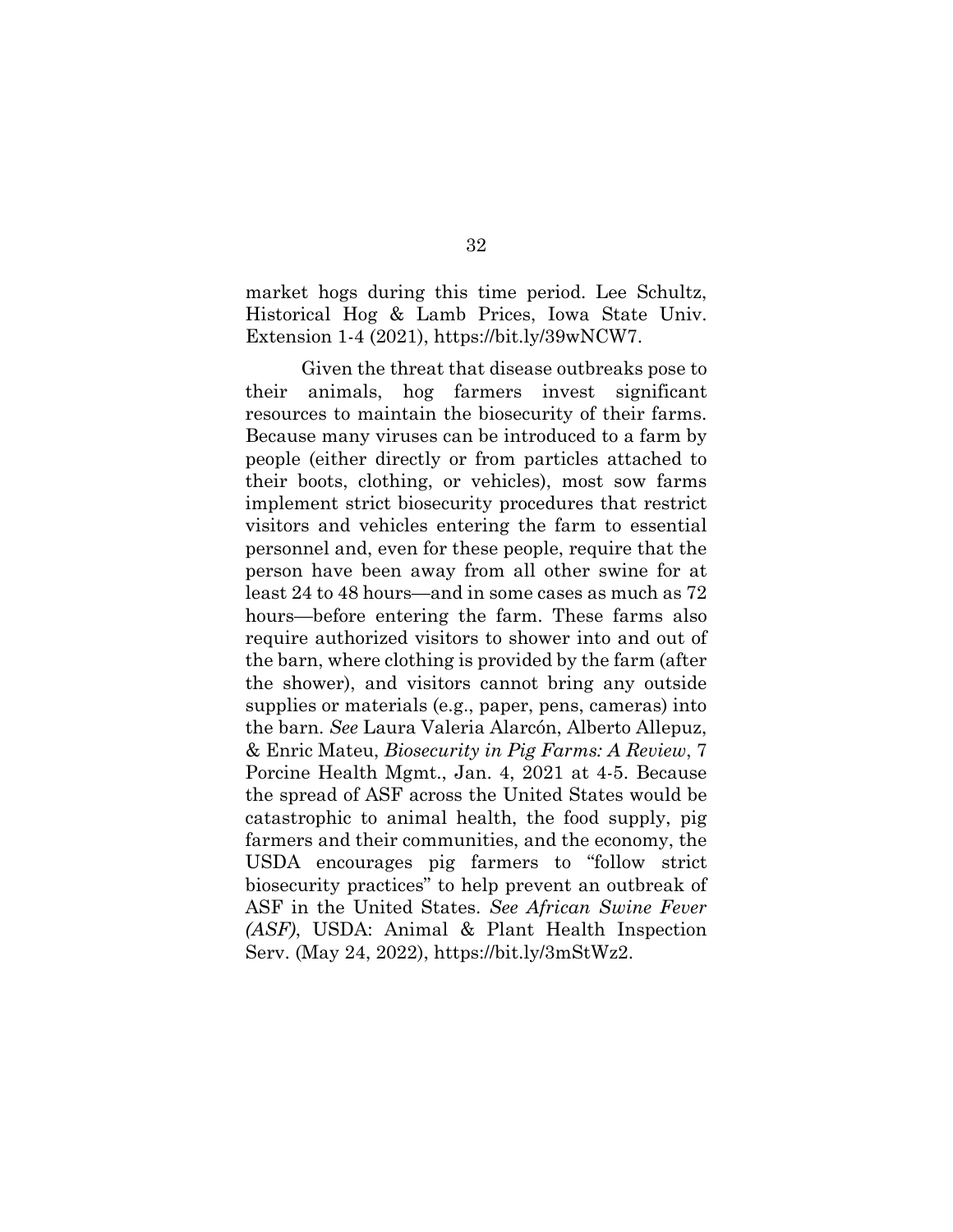market hogs during this time period. Lee Schultz, Historical Hog & Lamb Prices, Iowa State Univ. Extension 1-4 (2021), https://bit.ly/39wNCW7.

Given the threat that disease outbreaks pose to their animals, hog farmers invest significant resources to maintain the biosecurity of their farms. Because many viruses can be introduced to a farm by people (either directly or from particles attached to their boots, clothing, or vehicles), most sow farms implement strict biosecurity procedures that restrict visitors and vehicles entering the farm to essential personnel and, even for these people, require that the person have been away from all other swine for at least 24 to 48 hours—and in some cases as much as 72 hours—before entering the farm. These farms also require authorized visitors to shower into and out of the barn, where clothing is provided by the farm (after the shower), and visitors cannot bring any outside supplies or materials (e.g., paper, pens, cameras) into the barn. *See* Laura Valeria Alarcón, Alberto Allepuz, & Enric Mateu, *Biosecurity in Pig Farms: A Review*, 7 Porcine Health Mgmt., Jan. 4, 2021 at 4-5. Because the spread of ASF across the United States would be catastrophic to animal health, the food supply, pig farmers and their communities, and the economy, the USDA encourages pig farmers to "follow strict biosecurity practices" to help prevent an outbreak of ASF in the United States. *See African Swine Fever (ASF)*, USDA: Animal & Plant Health Inspection Serv. (May 24, 2022), https://bit.ly/3mStWz2.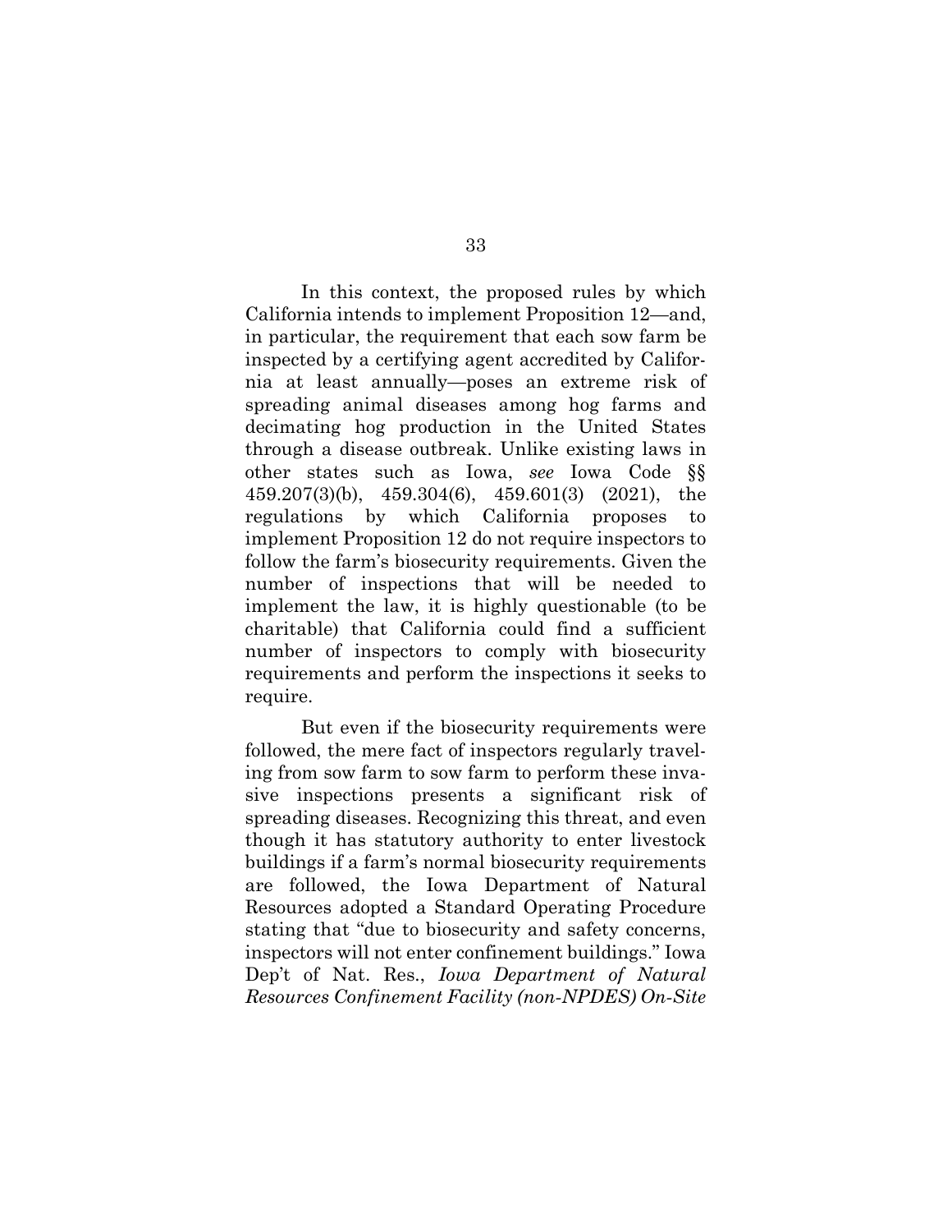In this context, the proposed rules by which California intends to implement Proposition 12—and, in particular, the requirement that each sow farm be inspected by a certifying agent accredited by California at least annually—poses an extreme risk of spreading animal diseases among hog farms and decimating hog production in the United States through a disease outbreak. Unlike existing laws in other states such as Iowa, *see* Iowa Code §§ 459.207(3)(b), 459.304(6), 459.601(3) (2021), the regulations by which California proposes to implement Proposition 12 do not require inspectors to follow the farm's biosecurity requirements. Given the number of inspections that will be needed to implement the law, it is highly questionable (to be charitable) that California could find a sufficient number of inspectors to comply with biosecurity requirements and perform the inspections it seeks to require.

But even if the biosecurity requirements were followed, the mere fact of inspectors regularly traveling from sow farm to sow farm to perform these invasive inspections presents a significant risk of spreading diseases. Recognizing this threat, and even though it has statutory authority to enter livestock buildings if a farm's normal biosecurity requirements are followed, the Iowa Department of Natural Resources adopted a Standard Operating Procedure stating that "due to biosecurity and safety concerns, inspectors will not enter confinement buildings." Iowa Dep't of Nat. Res., *Iowa Department of Natural Resources Confinement Facility (non-NPDES) On-Site*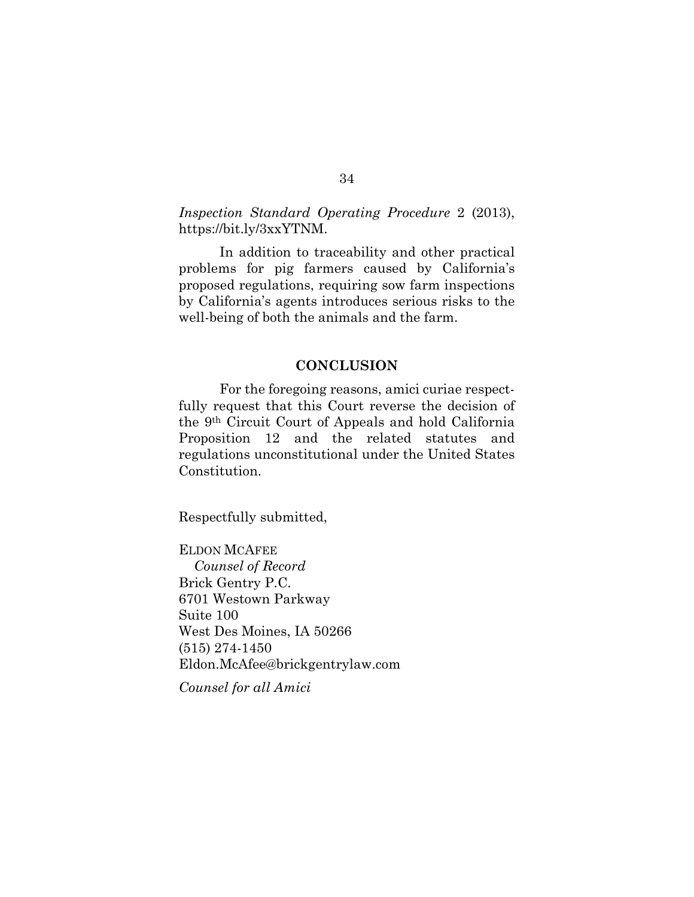*Inspection Standard Operating Procedure* 2 (2013), https://bit.ly/3xxYTNM.

In addition to traceability and other practical problems for pig farmers caused by California's proposed regulations, requiring sow farm inspections by California's agents introduces serious risks to the well-being of both the animals and the farm.

## CONCLUSION

For the foregoing reasons, amici curiae respectfully request that this Court reverse the decision of the 9th Circuit Court of Appeals and hold California Proposition 12 and the related statutes and regulations unconstitutional under the United States Constitution.

Respectfully submitted,

ELDON MCAFEE
*Counsel of Record*
Brick Gentry P.C.
6701 Westown Parkway
Suite 100
West Des Moines, IA 50266
(515) 274-1450
Eldon.McAfee@brickgentrylaw.com

*Counsel for all Amici*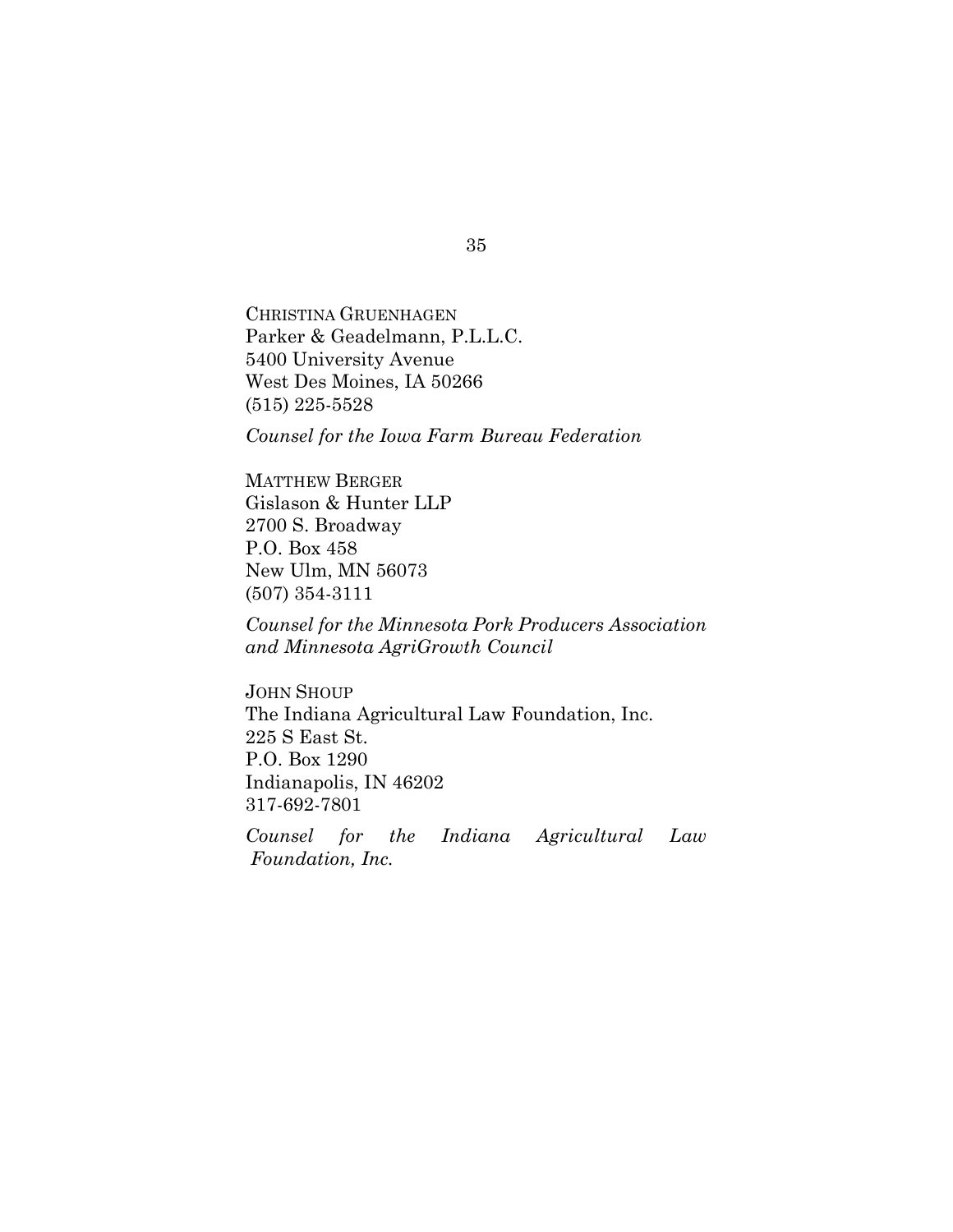CHRISTINA GRUENHAGEN
Parker & Geadelmann, P.L.L.C.
5400 University Avenue
West Des Moines, IA 50266
(515) 225-5528

*Counsel for the Iowa Farm Bureau Federation*

MATTHEW BERGER
Gislason & Hunter LLP
2700 S. Broadway
P.O. Box 458
New Ulm, MN 56073
(507) 354-3111

*Counsel for the Minnesota Pork Producers Association and Minnesota AgriGrowth Council*

JOHN SHOUP
The Indiana Agricultural Law Foundation, Inc.
225 S East St.
P.O. Box 1290
Indianapolis, IN 46202
317-692-7801

*Counsel for the Indiana Agricultural Law Foundation, Inc.*